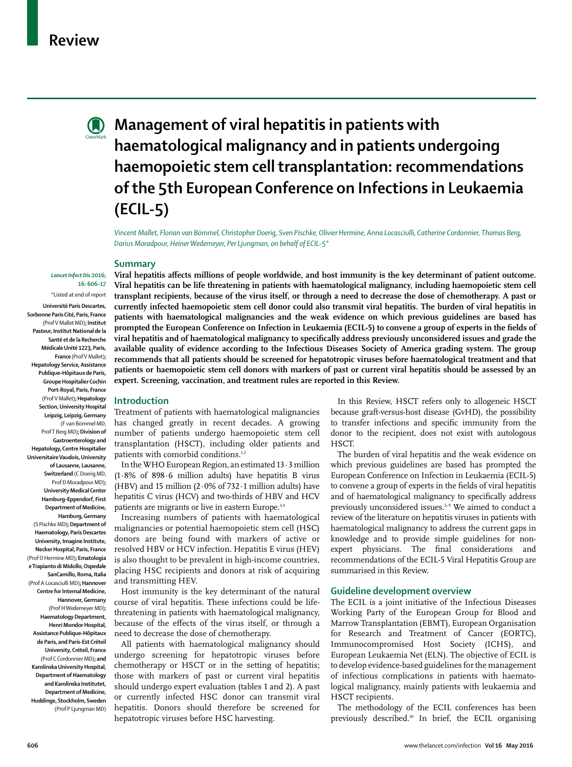# Review

# Management of viral hepatitis in patients with haematological malignancy and in patients undergoing haemopoietic stem cell transplantation: recommendations of the 5th European Conference on Infections in Leukaemia (ECIL-5)

*Vincent Mallet, Florian van Bömmel, Christopher Doerig, Sven Pischke, Olivier Hermine, Anna Locasciulli, Catherine Cordonnier, Thomas Berg, Darius Moradpour, Heiner Wedemeyer, Per Ljungman, on behalf of ECIL-5\**

*Lancet Infect Dis* 2016; 16: 606–17

\*Listed at end of report

**Université Paris Descartes, Sorbonne Paris Cité, Paris, France** (Prof V Mallet MD)**; Institut Pasteur, Institut National de la Santé et de la Recherche Médicale Unité 1223, Paris, France** (Prof V Mallet)**; Hepatology Service, Assistance Publique–Hôpitaux de Paris, Groupe Hospitalier Cochin Port-Royal, Paris, France** (Prof V Mallet)**; Hepatology Section, University Hospital Leipzig, Leipzig, Germany** (F van Bömmel MD, Prof T Berg MD)**; Division of Gastroenterology and Hepatology, Centre Hospitalier Universitaire Vaudois, University of Lausanne, Lausanne, Switzerland** (C Doerig MD, Prof D Moradpour MD)**; University Medical Center Hamburg–Eppendorf, First Department of Medicine, Hamburg, Germany** (S Pischke MD)**; Department of Haematology, Paris Descartes University, Imagine Institute, Necker Hospital, Paris, France** (Prof O Hermine MD)**; Ematologia e Trapianto di Midollo, Ospedale SanCamillo, Roma, Italia** (Prof A Locasciulli MD)**; Hannover Centre for Internal Medicine, Hannover, Germany** (Prof H Wedemeyer MD)**; Haematology Department, Henri Mondor Hospital, Assistance Publique–Hôpitaux de Paris, and Paris-Est Créteil University, Créteil, France** (Prof C Cordonnier MD)**; and Karolinska University Hospital, Department of Haematology and Karolinska Institutet, Department of Medicine, Huddinge, Stockholm, Sweden** (Prof P Ljungman MD)

## Summary

**Viral hepatitis affects millions of people worldwide, and host immunity is the key determinant of patient outcome. Viral hepatitis can be life threatening in patients with haematological malignancy, including haemopoietic stem cell transplant recipients, because of the virus itself, or through a need to decrease the dose of chemotherapy. A past or currently infected haemopoietic stem cell donor could also transmit viral hepatitis. The burden of viral hepatitis in patients with haematological malignancies and the weak evidence on which previous guidelines are based has prompted the European Conference on Infection in Leukaemia (ECIL-5) to convene a group of experts in the fields of viral hepatitis and of haematological malignancy to specifically address previously unconsidered issues and grade the available quality of evidence according to the Infectious Diseases Society of America grading system. The group recommends that all patients should be screened for hepatotropic viruses before haematological treatment and that patients or haemopoietic stem cell donors with markers of past or current viral hepatitis should be assessed by an expert. Screening, vaccination, and treatment rules are reported in this Review.**

## Introduction

Treatment of patients with haematological malignancies has changed greatly in recent decades. A growing number of patients undergo haemopoietic stem cell transplantation (HSCT), including older patients and patients with comorbid conditions.[1,2]

In the WHO European Region, an estimated 13·3 million (1·8% of 898·6 million adults) have hepatitis B virus (HBV) and 15 million (2·0% of 732·1 million adults) have hepatitis C virus (HCV) and two-thirds of HBV and HCV patients are migrants or live in eastern Europe.[3,4]

Increasing numbers of patients with haematological malignancies or potential haemopoietic stem cell (HSC) donors are being found with markers of active or resolved HBV or HCV infection. Hepatitis E virus (HEV) is also thought to be prevalent in high-income countries, placing HSC recipients and donors at risk of acquiring and transmitting HEV.

Host immunity is the key determinant of the natural course of viral hepatitis. These infections could be life-threatening in patients with haematological malignancy, because of the effects of the virus itself, or through a need to decrease the dose of chemotherapy.

All patients with haematological malignancy should undergo screening for hepatotropic viruses before chemotherapy or HSCT or in the setting of hepatitis; those with markers of past or current viral hepatitis should undergo expert evaluation (tables 1 and 2). A past or currently infected HSC donor can transmit viral hepatitis. Donors should therefore be screened for hepatotropic viruses before HSC harvesting.

In this Review, HSCT refers only to allogeneic HSCT because graft-versus-host disease (GvHD), the possibility to transfer infections and specific immunity from the donor to the recipient, does not exist with autologous HSCT.

The burden of viral hepatitis and the weak evidence on which previous guidelines are based has prompted the European Conference on Infection in Leukaemia (ECIL-5) to convene a group of experts in the fields of viral hepatitis and of haematological malignancy to specifically address previously unconsidered issues.[5–9] We aimed to conduct a review of the literature on hepatitis viruses in patients with haematological malignancy to address the current gaps in knowledge and to provide simple guidelines for non-expert physicians. The final considerations and recommendations of the ECIL-5 Viral Hepatitis Group are summarised in this Review.

## Guideline development overview

The ECIL is a joint initiative of the Infectious Diseases Working Party of the European Group for Blood and Marrow Transplantation (EBMT), European Organisation for Research and Treatment of Cancer (EORTC), Immunocompromised Host Society (ICHS), and European Leukaemia Net (ELN). The objective of ECIL is to develop evidence-based guidelines for the management of infectious complications in patients with haematological malignancy, mainly patients with leukaemia and HSCT recipients.

The methodology of the ECIL conferences has been previously described.[10] In brief, the ECIL organising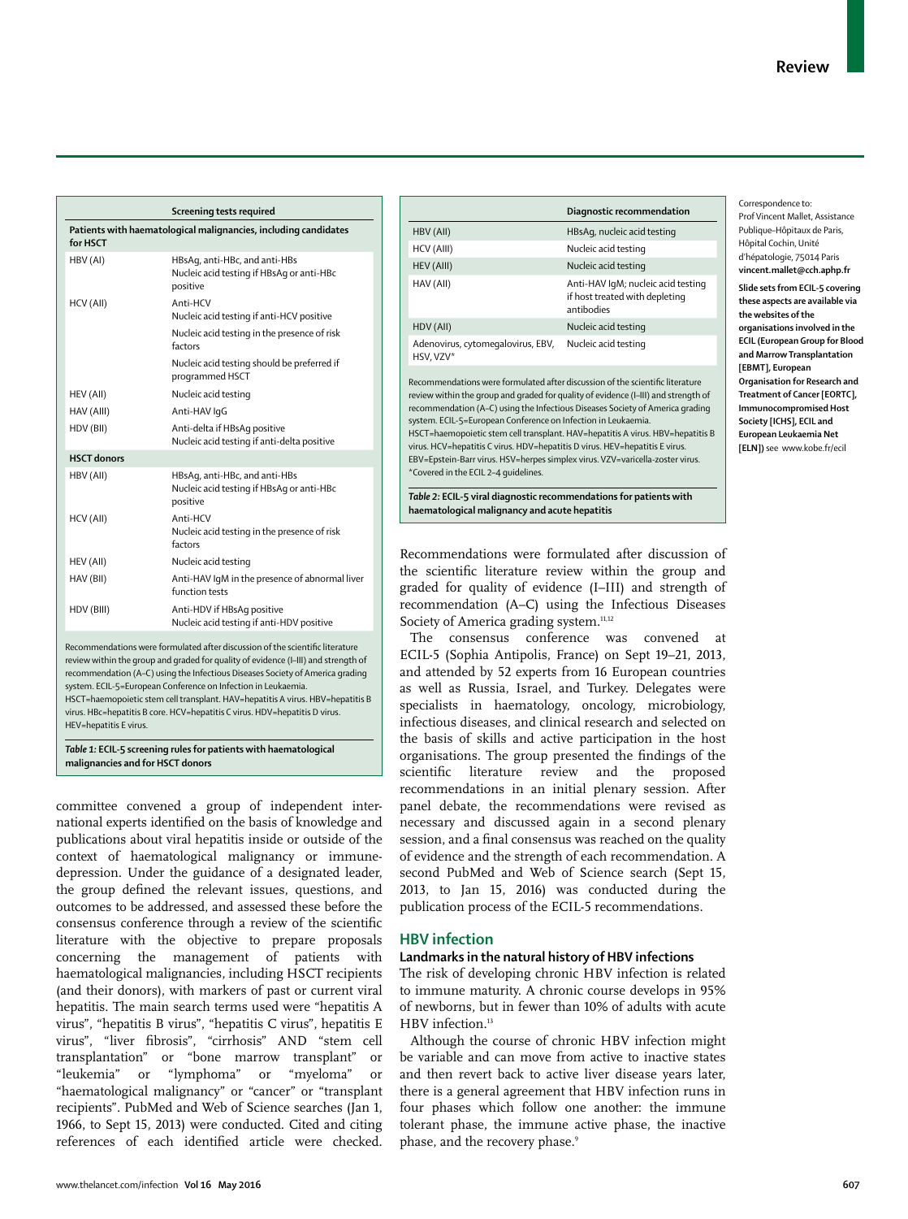| | Screening tests required |
|---|---|
| **Patients with haematological malignancies, including candidates for HSCT** | |
| HBV (AI) | HBsAg, anti-HBc, and anti-HBs<br>Nucleic acid testing if HBsAg or anti-HBc positive |
| HCV (AII) | Anti-HCV<br>Nucleic acid testing if anti-HCV positive |
| | Nucleic acid testing in the presence of risk factors |
| | Nucleic acid testing should be preferred if programmed HSCT |
| HEV (AII) | Nucleic acid testing |
| HAV (AIII) | Anti-HAV IgG |
| HDV (BII) | Anti-delta if HBsAg positive<br>Nucleic acid testing if anti-delta positive |
| **HSCT donors** | |
| HBV (AII) | HBsAg, anti-HBc, and anti-HBs<br>Nucleic acid testing if HBsAg or anti-HBc positive |
| HCV (AII) | Anti-HCV<br>Nucleic acid testing in the presence of risk factors |
| HEV (AII) | Nucleic acid testing |
| HAV (BII) | Anti-HAV IgM in the presence of abnormal liver function tests |
| HDV (BIII) | Anti-HDV if HBsAg positive<br>Nucleic acid testing if anti-HDV positive |

Recommendations were formulated after discussion of the scientific literature review within the group and graded for quality of evidence (I–III) and strength of recommendation (A–C) using the Infectious Diseases Society of America grading system. ECIL-5=European Conference on Infection in Leukaemia. HSCT=haemopoietic stem cell transplant. HAV=hepatitis A virus. HBV=hepatitis B virus. HBc=hepatitis B core. HCV=hepatitis C virus. HDV=hepatitis D virus. HEV=hepatitis E virus.

*Table 1:* **ECIL-5 screening rules for patients with haematological malignancies and for HSCT donors**

| | Diagnostic recommendation |
|---|---|
| HBV (AII) | HBsAg, nucleic acid testing |
| HCV (AIII) | Nucleic acid testing |
| HEV (AIII) | Nucleic acid testing |
| HAV (AII) | Anti-HAV IgM; nucleic acid testing if host treated with depleting antibodies |
| HDV (AII) | Nucleic acid testing |
| Adenovirus, cytomegalovirus, EBV, HSV, VZV* | Nucleic acid testing |

Recommendations were formulated after discussion of the scientific literature review within the group and graded for quality of evidence (I–III) and strength of recommendation (A–C) using the Infectious Diseases Society of America grading system. ECIL-5=European Conference on Infection in Leukaemia. HSCT=haemopoietic stem cell transplant. HAV=hepatitis A virus. HBV=hepatitis B virus. HCV=hepatitis C virus. HDV=hepatitis D virus. HEV=hepatitis E virus. EBV=Epstein-Barr virus. HSV=herpes simplex virus. VZV=varicella-zoster virus. *Covered in the ECIL 2–4 guidelines.

*Table 2:* **ECIL-5 viral diagnostic recommendations for patients with haematological malignancy and acute hepatitis**

committee convened a group of independent international experts identified on the basis of knowledge and publications about viral hepatitis inside or outside of the context of haematological malignancy or immunedepression. Under the guidance of a designated leader, the group defined the relevant issues, questions, and outcomes to be addressed, and assessed these before the consensus conference through a review of the scientific literature with the objective to prepare proposals concerning the management of patients with haematological malignancies, including HSCT recipients (and their donors), with markers of past or current viral hepatitis. The main search terms used were "hepatitis A virus", "hepatitis B virus", "hepatitis C virus", hepatitis E virus", "liver fibrosis", "cirrhosis" AND "stem cell transplantation" or "bone marrow transplant" or "leukemia" or "lymphoma" or "myeloma" or "haematological malignancy" or "cancer" or "transplant recipients". PubMed and Web of Science searches (Jan 1, 1966, to Sept 15, 2013) were conducted. Cited and citing references of each identified article were checked. Recommendations were formulated after discussion of the scientific literature review within the group and graded for quality of evidence (I–III) and strength of recommendation (A–C) using the Infectious Diseases Society of America grading system.[11,12]

The consensus conference was convened at ECIL-5 (Sophia Antipolis, France) on Sept 19–21, 2013, and attended by 52 experts from 16 European countries as well as Russia, Israel, and Turkey. Delegates were specialists in haematology, oncology, microbiology, infectious diseases, and clinical research and selected on the basis of skills and active participation in the host organisations. The group presented the findings of the scientific literature review and the proposed recommendations in an initial plenary session. After panel debate, the recommendations were revised as necessary and discussed again in a second plenary session, and a final consensus was reached on the quality of evidence and the strength of each recommendation. A second PubMed and Web of Science search (Sept 15, 2013, to Jan 15, 2016) was conducted during the publication process of the ECIL-5 recommendations.

## HBV infection

### Landmarks in the natural history of HBV infections

The risk of developing chronic HBV infection is related to immune maturity. A chronic course develops in 95% of newborns, but in fewer than 10% of adults with acute HBV infection.[13]

Although the course of chronic HBV infection might be variable and can move from active to inactive states and then revert back to active liver disease years later, there is a general agreement that HBV infection runs in four phases which follow one another: the immune tolerant phase, the immune active phase, the inactive phase, and the recovery phase.[9]

Correspondence to: Prof Vincent Mallet, Assistance Publique–Hôpitaux de Paris, Hôpital Cochin, Unité d'hépatologie, 75014 Paris **vincent.mallet@cch.aphp.fr**

**Slide sets from ECIL-5 covering these aspects are available via the websites of the organisations involved in the ECIL (European Group for Blood and Marrow Transplantation [EBMT], European Organisation for Research and Treatment of Cancer [EORTC], Immunocompromised Host Society [ICHS], ECIL and European Leukaemia Net [ELN])** see www.kobe.fr/ecil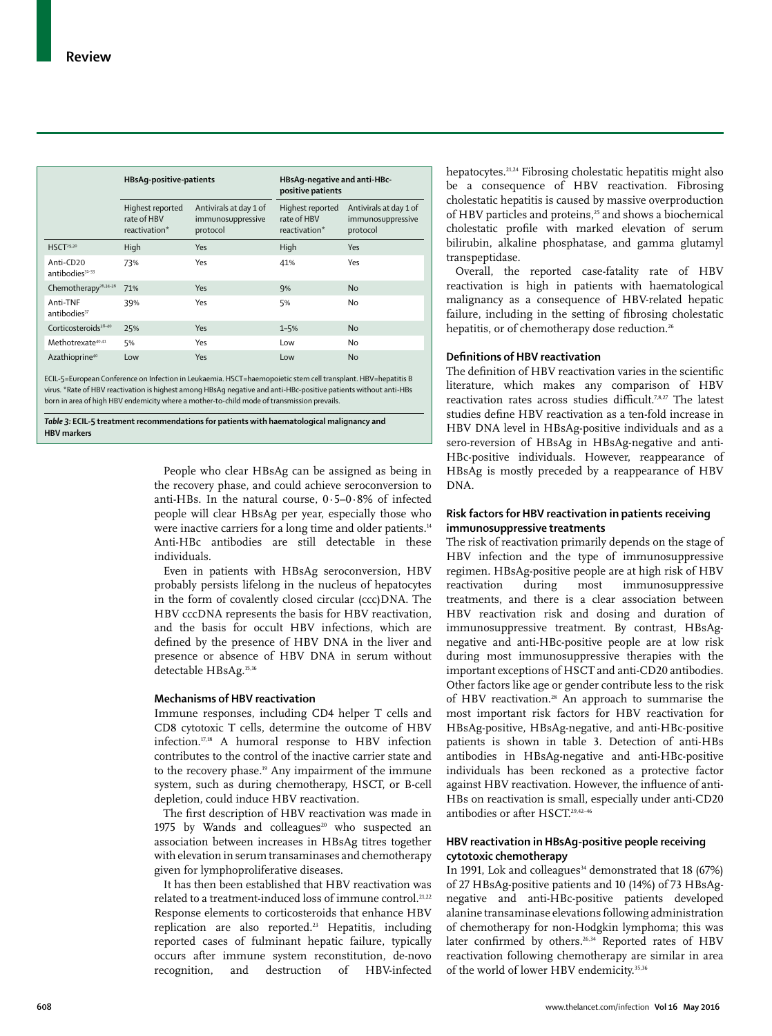| | HBsAg-positive-patients | | HBsAg-negative and anti-HBc-positive patients | |
|---|---|---|---|---|
| | Highest reported rate of HBV reactivation* | Antivirals at day 1 of immunosuppressive protocol | Highest reported rate of HBV reactivation* | Antivirals at day 1 of immunosuppressive protocol |
| HSCT[29,30] | High | Yes | High | Yes |
| Anti-CD20 antibodies[31–33] | 73% | Yes | 41% | Yes |
| Chemotherapy[26,34–36] | 71% | Yes | 9% | No |
| Anti-TNF antibodies[37] | 39% | Yes | 5% | No |
| Corticosteroids[38–40] | 25% | Yes | 1–5% | No |
| Methotrexate[40,41] | 5% | Yes | Low | No |
| Azathioprine[40] | Low | Yes | Low | No |

ECIL-5=European Conference on Infection in Leukaemia. HSCT=haemopoietic stem cell transplant. HBV=hepatitis B virus. *Rate of HBV reactivation is highest among HBsAg negative and anti-HBc-positive patients without anti-HBs born in area of high HBV endemicity where a mother-to-child mode of transmission prevails.

*Table 3:* **ECIL-5 treatment recommendations for patients with haematological malignancy and HBV markers**

People who clear HBsAg can be assigned as being in the recovery phase, and could achieve seroconversion to anti-HBs. In the natural course, 0·5–0·8% of infected people will clear HBsAg per year, especially those who were inactive carriers for a long time and older patients.[14] Anti-HBc antibodies are still detectable in these individuals.

Even in patients with HBsAg seroconversion, HBV probably persists lifelong in the nucleus of hepatocytes in the form of covalently closed circular (ccc)DNA. The HBV cccDNA represents the basis for HBV reactivation, and the basis for occult HBV infections, which are defined by the presence of HBV DNA in the liver and presence or absence of HBV DNA in serum without detectable HBsAg.[15,16]

### Mechanisms of HBV reactivation

Immune responses, including CD4 helper T cells and CD8 cytotoxic T cells, determine the outcome of HBV infection.[17,18] A humoral response to HBV infection contributes to the control of the inactive carrier state and to the recovery phase.[19] Any impairment of the immune system, such as during chemotherapy, HSCT, or B-cell depletion, could induce HBV reactivation.

The first description of HBV reactivation was made in 1975 by Wands and colleagues[20] who suspected an association between increases in HBsAg titres together with elevation in serum transaminases and chemotherapy given for lymphoproliferative diseases.

It has then been established that HBV reactivation was related to a treatment-induced loss of immune control.[21,22] Response elements to corticosteroids that enhance HBV replication are also reported.[23] Hepatitis, including reported cases of fulminant hepatic failure, typically occurs after immune system reconstitution, de-novo recognition, and destruction of HBV-infected hepatocytes.[21,24] Fibrosing cholestatic hepatitis might also be a consequence of HBV reactivation. Fibrosing cholestatic hepatitis is caused by massive overproduction of HBV particles and proteins,[25] and shows a biochemical cholestatic profile with marked elevation of serum bilirubin, alkaline phosphatase, and gamma glutamyl transpeptidase.

Overall, the reported case-fatality rate of HBV reactivation is high in patients with haematological malignancy as a consequence of HBV-related hepatic failure, including in the setting of fibrosing cholestatic hepatitis, or of chemotherapy dose reduction.[26]

### Definitions of HBV reactivation

The definition of HBV reactivation varies in the scientific literature, which makes any comparison of HBV reactivation rates across studies difficult.[7,8,27] The latest studies define HBV reactivation as a ten-fold increase in HBV DNA level in HBsAg-positive individuals and as a sero-reversion of HBsAg in HBsAg-negative and anti-HBc-positive individuals. However, reappearance of HBsAg is mostly preceded by a reappearance of HBV DNA.

### Risk factors for HBV reactivation in patients receiving immunosuppressive treatments

The risk of reactivation primarily depends on the stage of HBV infection and the type of immunosuppressive regimen. HBsAg-positive people are at high risk of HBV reactivation during most immunosuppressive treatments, and there is a clear association between HBV reactivation risk and dosing and duration of immunosuppressive treatment. By contrast, HBsAg-negative and anti-HBc-positive people are at low risk during most immunosuppressive therapies with the important exceptions of HSCT and anti-CD20 antibodies. Other factors like age or gender contribute less to the risk of HBV reactivation.[28] An approach to summarise the most important risk factors for HBV reactivation for HBsAg-positive, HBsAg-negative, and anti-HBc-positive patients is shown in table 3. Detection of anti-HBs antibodies in HBsAg-negative and anti-HBc-positive individuals has been reckoned as a protective factor against HBV reactivation. However, the influence of anti-HBs on reactivation is small, especially under anti-CD20 antibodies or after HSCT.[29,42–46]

### HBV reactivation in HBsAg-positive people receiving cytotoxic chemotherapy

In 1991, Lok and colleagues[34] demonstrated that 18 (67%) of 27 HBsAg-positive patients and 10 (14%) of 73 HBsAg-negative and anti-HBc-positive patients developed alanine transaminase elevations following administration of chemotherapy for non-Hodgkin lymphoma; this was later confirmed by others.[26,34] Reported rates of HBV reactivation following chemotherapy are similar in area of the world of lower HBV endemicity.[35,36]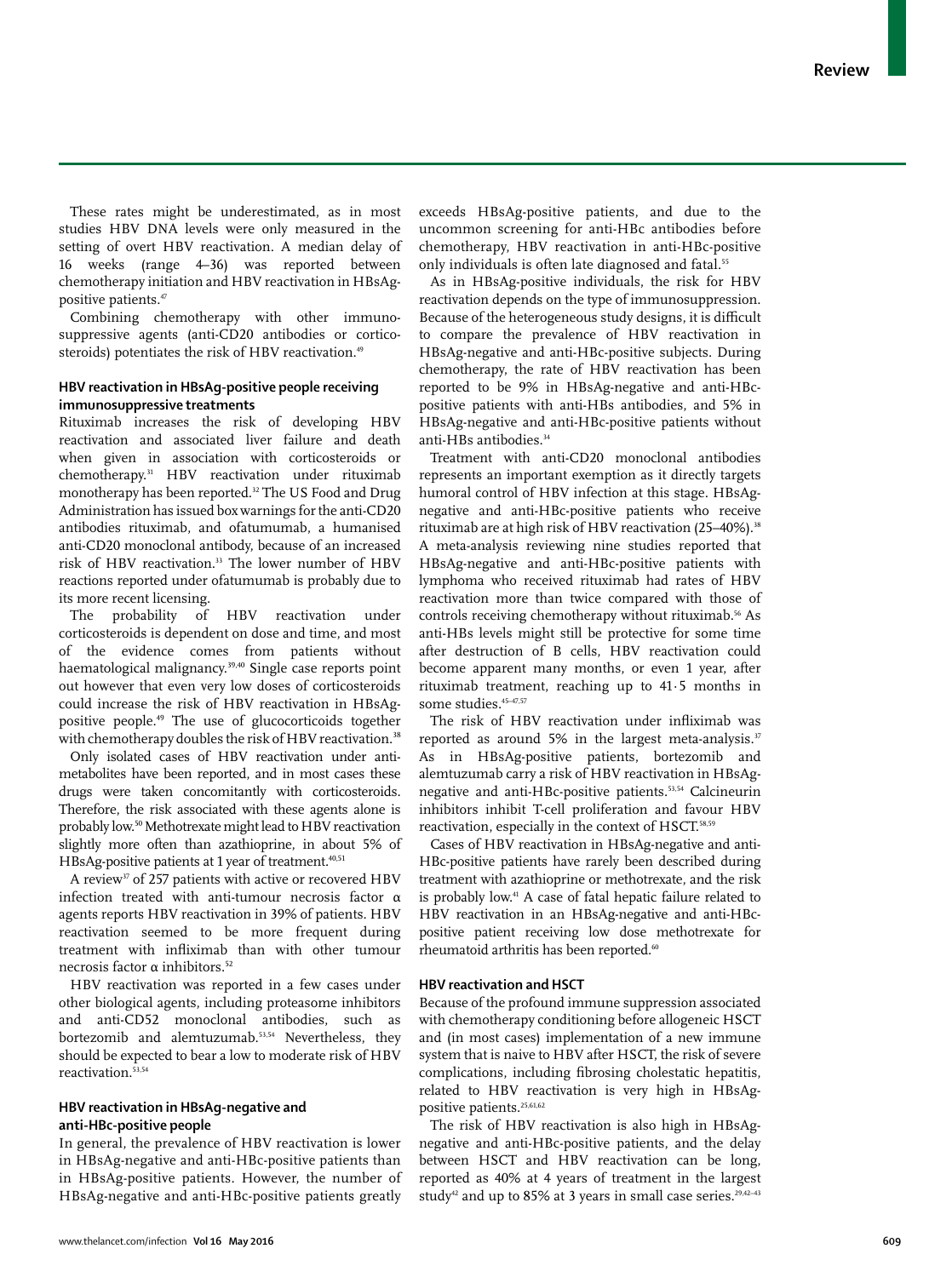These rates might be underestimated, as in most studies HBV DNA levels were only measured in the setting of overt HBV reactivation. A median delay of 16 weeks (range 4–36) was reported between chemotherapy initiation and HBV reactivation in HBsAg-positive patients.[47]

Combining chemotherapy with other immunosuppressive agents (anti-CD20 antibodies or corticosteroids) potentiates the risk of HBV reactivation.[49]

### HBV reactivation in HBsAg-positive people receiving immunosuppressive treatments

Rituximab increases the risk of developing HBV reactivation and associated liver failure and death when given in association with corticosteroids or chemotherapy.[31] HBV reactivation under rituximab monotherapy has been reported.[32] The US Food and Drug Administration has issued box warnings for the anti-CD20 antibodies rituximab, and ofatumumab, a humanised anti-CD20 monoclonal antibody, because of an increased risk of HBV reactivation.[33] The lower number of HBV reactions reported under ofatumumab is probably due to its more recent licensing.

The probability of HBV reactivation under corticosteroids is dependent on dose and time, and most of the evidence comes from patients without haematological malignancy.[39,40] Single case reports point out however that even very low doses of corticosteroids could increase the risk of HBV reactivation in HBsAg-positive people.[49] The use of glucocorticoids together with chemotherapy doubles the risk of HBV reactivation.[38]

Only isolated cases of HBV reactivation under anti-metabolites have been reported, and in most cases these drugs were taken concomitantly with corticosteroids. Therefore, the risk associated with these agents alone is probably low.[50] Methotrexate might lead to HBV reactivation slightly more often than azathioprine, in about 5% of HBsAg-positive patients at 1 year of treatment.[40,51]

A review[37] of 257 patients with active or recovered HBV infection treated with anti-tumour necrosis factor α agents reports HBV reactivation in 39% of patients. HBV reactivation seemed to be more frequent during treatment with infliximab than with other tumour necrosis factor α inhibitors.[52]

HBV reactivation was reported in a few cases under other biological agents, including proteasome inhibitors and anti-CD52 monoclonal antibodies, such as bortezomib and alemtuzumab.[53,54] Nevertheless, they should be expected to bear a low to moderate risk of HBV reactivation.[53,54]

### HBV reactivation in HBsAg-negative and anti-HBc-positive people

In general, the prevalence of HBV reactivation is lower in HBsAg-negative and anti-HBc-positive patients than in HBsAg-positive patients. However, the number of HBsAg-negative and anti-HBc-positive patients greatly exceeds HBsAg-positive patients, and due to the uncommon screening for anti-HBc antibodies before chemotherapy, HBV reactivation in anti-HBc-positive only individuals is often late diagnosed and fatal.[55]

As in HBsAg-positive individuals, the risk for HBV reactivation depends on the type of immunosuppression. Because of the heterogeneous study designs, it is difficult to compare the prevalence of HBV reactivation in HBsAg-negative and anti-HBc-positive subjects. During chemotherapy, the rate of HBV reactivation has been reported to be 9% in HBsAg-negative and anti-HBc-positive patients with anti-HBs antibodies, and 5% in HBsAg-negative and anti-HBc-positive patients without anti-HBs antibodies.[34]

Treatment with anti-CD20 monoclonal antibodies represents an important exemption as it directly targets humoral control of HBV infection at this stage. HBsAg-negative and anti-HBc-positive patients who receive rituximab are at high risk of HBV reactivation (25–40%).[38] A meta-analysis reviewing nine studies reported that HBsAg-negative and anti-HBc-positive patients with lymphoma who received rituximab had rates of HBV reactivation more than twice compared with those of controls receiving chemotherapy without rituximab.[56] As anti-HBs levels might still be protective for some time after destruction of B cells, HBV reactivation could become apparent many months, or even 1 year, after rituximab treatment, reaching up to 41·5 months in some studies.[45–47,57]

The risk of HBV reactivation under infliximab was reported as around 5% in the largest meta-analysis.[37] As in HBsAg-positive patients, bortezomib and alemtuzumab carry a risk of HBV reactivation in HBsAg-negative and anti-HBc-positive patients.[53,54] Calcineurin inhibitors inhibit T-cell proliferation and favour HBV reactivation, especially in the context of HSCT.[58,59]

Cases of HBV reactivation in HBsAg-negative and anti-HBc-positive patients have rarely been described during treatment with azathioprine or methotrexate, and the risk is probably low.[41] A case of fatal hepatic failure related to HBV reactivation in an HBsAg-negative and anti-HBc-positive patient receiving low dose methotrexate for rheumatoid arthritis has been reported.[60]

### HBV reactivation and HSCT

Because of the profound immune suppression associated with chemotherapy conditioning before allogeneic HSCT and (in most cases) implementation of a new immune system that is naive to HBV after HSCT, the risk of severe complications, including fibrosing cholestatic hepatitis, related to HBV reactivation is very high in HBsAg-positive patients.[25,61,62]

The risk of HBV reactivation is also high in HBsAg-negative and anti-HBc-positive patients, and the delay between HSCT and HBV reactivation can be long, reported as 40% at 4 years of treatment in the largest study[42] and up to 85% at 3 years in small case series.[29,42–43]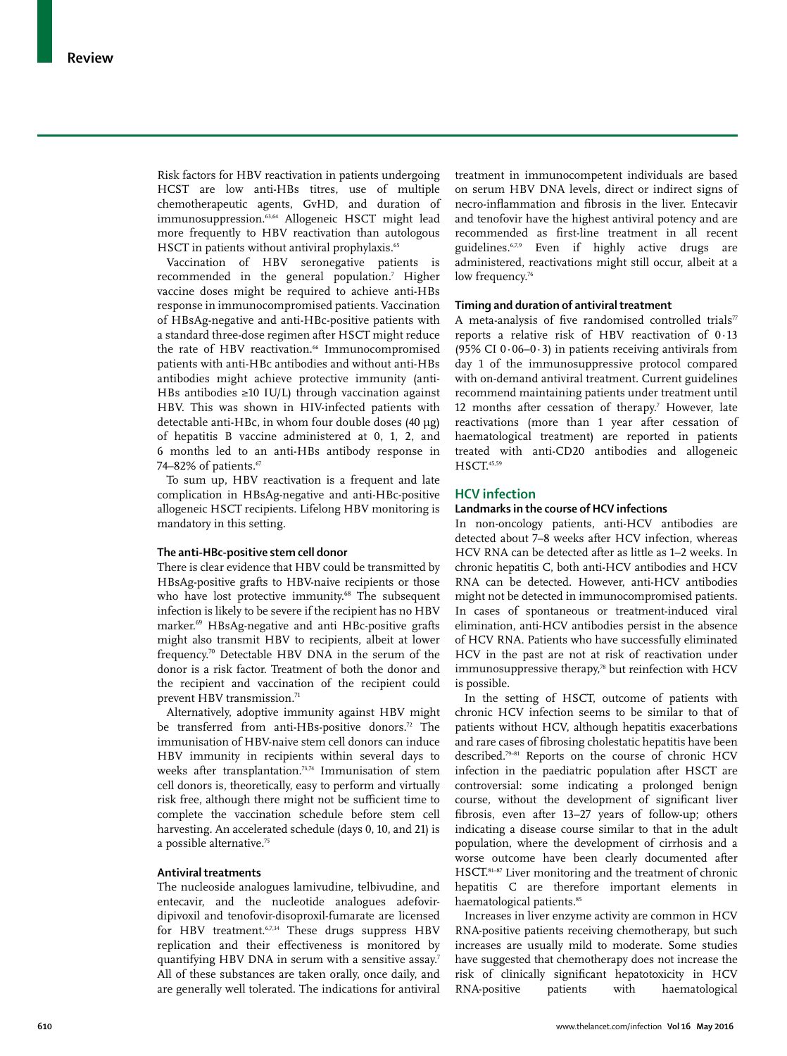Risk factors for HBV reactivation in patients undergoing HCST are low anti-HBs titres, use of multiple chemotherapeutic agents, GvHD, and duration of immunosuppression.[63,64] Allogeneic HSCT might lead more frequently to HBV reactivation than autologous HSCT in patients without antiviral prophylaxis.[65]

Vaccination of HBV seronegative patients is recommended in the general population.[7] Higher vaccine doses might be required to achieve anti-HBs response in immunocompromised patients. Vaccination of HBsAg-negative and anti-HBc-positive patients with a standard three-dose regimen after HSCT might reduce the rate of HBV reactivation.[66] Immunocompromised patients with anti-HBc antibodies and without anti-HBs antibodies might achieve protective immunity (anti-HBs antibodies ≥10 IU/L) through vaccination against HBV. This was shown in HIV-infected patients with detectable anti-HBc, in whom four double doses (40 μg) of hepatitis B vaccine administered at 0, 1, 2, and 6 months led to an anti-HBs antibody response in 74–82% of patients.[67]

To sum up, HBV reactivation is a frequent and late complication in HBsAg-negative and anti-HBc-positive allogeneic HSCT recipients. Lifelong HBV monitoring is mandatory in this setting.

### The anti-HBc-positive stem cell donor

There is clear evidence that HBV could be transmitted by HBsAg-positive grafts to HBV-naive recipients or those who have lost protective immunity.[68] The subsequent infection is likely to be severe if the recipient has no HBV marker.[69] HBsAg-negative and anti HBc-positive grafts might also transmit HBV to recipients, albeit at lower frequency.[70] Detectable HBV DNA in the serum of the donor is a risk factor. Treatment of both the donor and the recipient and vaccination of the recipient could prevent HBV transmission.[71]

Alternatively, adoptive immunity against HBV might be transferred from anti-HBs-positive donors.[72] The immunisation of HBV-naive stem cell donors can induce HBV immunity in recipients within several days to weeks after transplantation.[73,74] Immunisation of stem cell donors is, theoretically, easy to perform and virtually risk free, although there might not be sufficient time to complete the vaccination schedule before stem cell harvesting. An accelerated schedule (days 0, 10, and 21) is a possible alternative.[75]

### Antiviral treatments

The nucleoside analogues lamivudine, telbivudine, and entecavir, and the nucleotide analogues adefovir-dipivoxil and tenofovir-disoproxil-fumarate are licensed for HBV treatment.[6,7,34] These drugs suppress HBV replication and their effectiveness is monitored by quantifying HBV DNA in serum with a sensitive assay.[7] All of these substances are taken orally, once daily, and are generally well tolerated. The indications for antiviral treatment in immunocompetent individuals are based on serum HBV DNA levels, direct or indirect signs of necro-inflammation and fibrosis in the liver. Entecavir and tenofovir have the highest antiviral potency and are recommended as first-line treatment in all recent guidelines.[6,7,9] Even if highly active drugs are administered, reactivations might still occur, albeit at a low frequency.[76]

### Timing and duration of antiviral treatment

A meta-analysis of five randomised controlled trials[77] reports a relative risk of HBV reactivation of 0·13 (95% CI 0·06–0·3) in patients receiving antivirals from day 1 of the immunosuppressive protocol compared with on-demand antiviral treatment. Current guidelines recommend maintaining patients under treatment until 12 months after cessation of therapy.[7] However, late reactivations (more than 1 year after cessation of haematological treatment) are reported in patients treated with anti-CD20 antibodies and allogeneic HSCT.[45,59]

## HCV infection

### Landmarks in the course of HCV infections

In non-oncology patients, anti-HCV antibodies are detected about 7–8 weeks after HCV infection, whereas HCV RNA can be detected after as little as 1–2 weeks. In chronic hepatitis C, both anti-HCV antibodies and HCV RNA can be detected. However, anti-HCV antibodies might not be detected in immunocompromised patients. In cases of spontaneous or treatment-induced viral elimination, anti-HCV antibodies persist in the absence of HCV RNA. Patients who have successfully eliminated HCV in the past are not at risk of reactivation under immunosuppressive therapy,[78] but reinfection with HCV is possible.

In the setting of HSCT, outcome of patients with chronic HCV infection seems to be similar to that of patients without HCV, although hepatitis exacerbations and rare cases of fibrosing cholestatic hepatitis have been described.[79–81] Reports on the course of chronic HCV infection in the paediatric population after HSCT are controversial: some indicating a prolonged benign course, without the development of significant liver fibrosis, even after 13–27 years of follow-up; others indicating a disease course similar to that in the adult population, where the development of cirrhosis and a worse outcome have been clearly documented after HSCT.[81–87] Liver monitoring and the treatment of chronic hepatitis C are therefore important elements in haematological patients.[85]

Increases in liver enzyme activity are common in HCV RNA-positive patients receiving chemotherapy, but such increases are usually mild to moderate. Some studies have suggested that chemotherapy does not increase the risk of clinically significant hepatotoxicity in HCV RNA-positive patients with haematological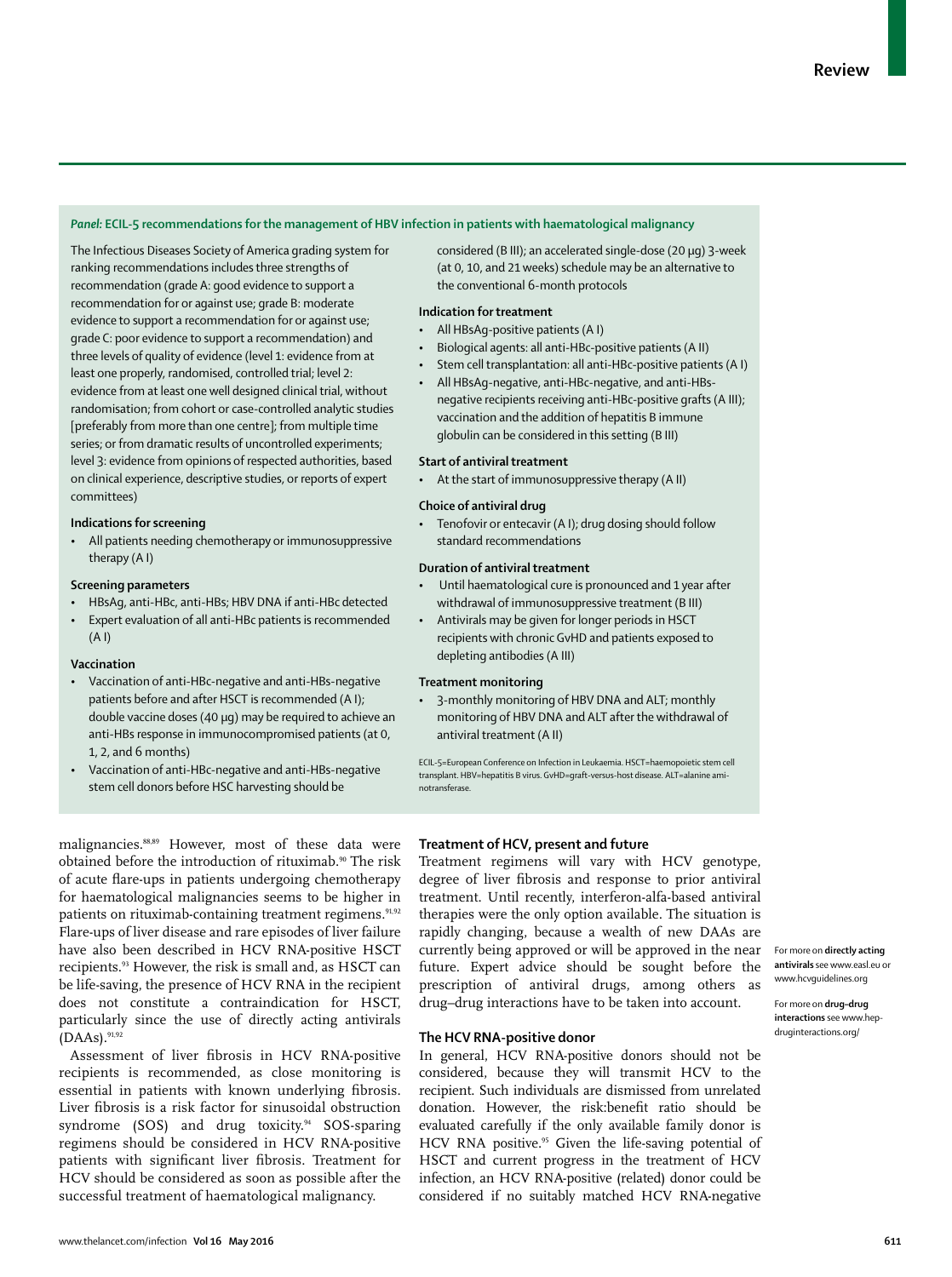## Panel: ECIL-5 recommendations for the management of HBV infection in patients with haematological malignancy

The Infectious Diseases Society of America grading system for ranking recommendations includes three strengths of recommendation (grade A: good evidence to support a recommendation for or against use; grade B: moderate evidence to support a recommendation for or against use; grade C: poor evidence to support a recommendation) and three levels of quality of evidence (level 1: evidence from at least one properly, randomised, controlled trial; level 2: evidence from at least one well designed clinical trial, without randomisation; from cohort or case-controlled analytic studies [preferably from more than one centre]; from multiple time series; or from dramatic results of uncontrolled experiments; level 3: evidence from opinions of respected authorities, based on clinical experience, descriptive studies, or reports of expert committees)

**Indications for screening**

- All patients needing chemotherapy or immunosuppressive therapy (A I)

**Screening parameters**

- HBsAg, anti-HBc, anti-HBs; HBV DNA if anti-HBc detected
- Expert evaluation of all anti-HBc patients is recommended (A I)

**Vaccination**

- Vaccination of anti-HBc-negative and anti-HBs-negative patients before and after HSCT is recommended (A I); double vaccine doses (40 μg) may be required to achieve an anti-HBs response in immunocompromised patients (at 0, 1, 2, and 6 months)
- Vaccination of anti-HBc-negative and anti-HBs-negative stem cell donors before HSC harvesting should be considered (B III); an accelerated single-dose (20 μg) 3-week (at 0, 10, and 21 weeks) schedule may be an alternative to the conventional 6-month protocols

**Indication for treatment**

- All HBsAg-positive patients (A I)
- Biological agents: all anti-HBc-positive patients (A II)
- Stem cell transplantation: all anti-HBc-positive patients (A I)
- All HBsAg-negative, anti-HBc-negative, and anti-HBs-negative recipients receiving anti-HBc-positive grafts (A III); vaccination and the addition of hepatitis B immune globulin can be considered in this setting (B III)

**Start of antiviral treatment**

- At the start of immunosuppressive therapy (A II)

**Choice of antiviral drug**

- Tenofovir or entecavir (A I); drug dosing should follow standard recommendations

**Duration of antiviral treatment**

- Until haematological cure is pronounced and 1 year after withdrawal of immunosuppressive treatment (B III)
- Antivirals may be given for longer periods in HSCT recipients with chronic GvHD and patients exposed to depleting antibodies (A III)

**Treatment monitoring**

- 3-monthly monitoring of HBV DNA and ALT; monthly monitoring of HBV DNA and ALT after the withdrawal of antiviral treatment (A II)

ECIL-5=European Conference on Infection in Leukaemia. HSCT=haemopoietic stem cell transplant. HBV=hepatitis B virus. GvHD=graft-versus-host disease. ALT=alanine aminotransferase.

malignancies.[88,89] However, most of these data were obtained before the introduction of rituximab.[90] The risk of acute flare-ups in patients undergoing chemotherapy for haematological malignancies seems to be higher in patients on rituximab-containing treatment regimens.[91,92] Flare-ups of liver disease and rare episodes of liver failure have also been described in HCV RNA-positive HSCT recipients.[93] However, the risk is small and, as HSCT can be life-saving, the presence of HCV RNA in the recipient does not constitute a contraindication for HSCT, particularly since the use of directly acting antivirals (DAAs).[91,92]

Assessment of liver fibrosis in HCV RNA-positive recipients is recommended, as close monitoring is essential in patients with known underlying fibrosis. Liver fibrosis is a risk factor for sinusoidal obstruction syndrome (SOS) and drug toxicity.[94] SOS-sparing regimens should be considered in HCV RNA-positive patients with significant liver fibrosis. Treatment for HCV should be considered as soon as possible after the successful treatment of haematological malignancy.

### Treatment of HCV, present and future

Treatment regimens will vary with HCV genotype, degree of liver fibrosis and response to prior antiviral treatment. Until recently, interferon-alfa-based antiviral therapies were the only option available. The situation is rapidly changing, because a wealth of new DAAs are currently being approved or will be approved in the near future. Expert advice should be sought before the prescription of antiviral drugs, among others as drug–drug interactions have to be taken into account.

For more on **directly acting antivirals** see www.easl.eu or www.hcvguidelines.org

For more on **drug–drug interactions** see www.hep-druginteractions.org/

### The HCV RNA-positive donor

In general, HCV RNA-positive donors should not be considered, because they will transmit HCV to the recipient. Such individuals are dismissed from unrelated donation. However, the risk:benefit ratio should be evaluated carefully if the only available family donor is HCV RNA positive.[95] Given the life-saving potential of HSCT and current progress in the treatment of HCV infection, an HCV RNA-positive (related) donor could be considered if no suitably matched HCV RNA-negative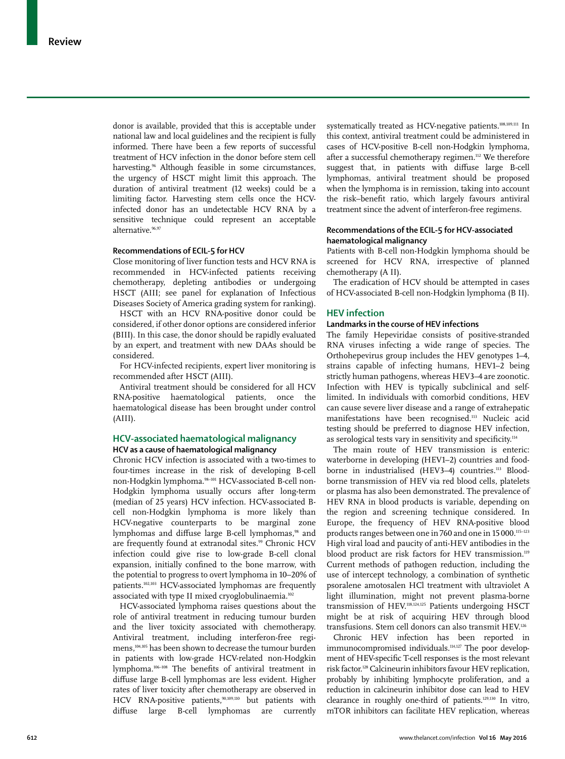donor is available, provided that this is acceptable under national law and local guidelines and the recipient is fully informed. There have been a few reports of successful treatment of HCV infection in the donor before stem cell harvesting.[96] Although feasible in some circumstances, the urgency of HSCT might limit this approach. The duration of antiviral treatment (12 weeks) could be a limiting factor. Harvesting stem cells once the HCV-infected donor has an undetectable HCV RNA by a sensitive technique could represent an acceptable alternative.[96,97]

### Recommendations of ECIL-5 for HCV

Close monitoring of liver function tests and HCV RNA is recommended in HCV-infected patients receiving chemotherapy, depleting antibodies or undergoing HSCT (AIII; see panel for explanation of Infectious Diseases Society of America grading system for ranking).

HSCT with an HCV RNA-positive donor could be considered, if other donor options are considered inferior (BIII). In this case, the donor should be rapidly evaluated by an expert, and treatment with new DAAs should be considered.

For HCV-infected recipients, expert liver monitoring is recommended after HSCT (AIII).

Antiviral treatment should be considered for all HCV RNA-positive haematological patients, once the haematological disease has been brought under control (AIII).

## HCV-associated haematological malignancy

### HCV as a cause of haematological malignancy

Chronic HCV infection is associated with a two-times to four-times increase in the risk of developing B-cell non-Hodgkin lymphoma.[98–101] HCV-associated B-cell non-Hodgkin lymphoma usually occurs after long-term (median of 25 years) HCV infection. HCV-associated B-cell non-Hodgkin lymphoma is more likely than HCV-negative counterparts to be marginal zone lymphomas and diffuse large B-cell lymphomas,[98] and are frequently found at extranodal sites.[99] Chronic HCV infection could give rise to low-grade B-cell clonal expansion, initially confined to the bone marrow, with the potential to progress to overt lymphoma in 10–20% of patients.[102,103] HCV-associated lymphomas are frequently associated with type II mixed cryoglobulinaemia.[102]

HCV-associated lymphoma raises questions about the role of antiviral treatment in reducing tumour burden and the liver toxicity associated with chemotherapy. Antiviral treatment, including interferon-free regimens,[104,105] has been shown to decrease the tumour burden in patients with low-grade HCV-related non-Hodgkin lymphoma.[106–108] The benefits of antiviral treatment in diffuse large B-cell lymphomas are less evident. Higher rates of liver toxicity after chemotherapy are observed in HCV RNA-positive patients,[90,109,110] but patients with diffuse large B-cell lymphomas are currently systematically treated as HCV-negative patients.[108,109,111] In this context, antiviral treatment could be administered in cases of HCV-positive B-cell non-Hodgkin lymphoma, after a successful chemotherapy regimen.[112] We therefore suggest that, in patients with diffuse large B-cell lymphomas, antiviral treatment should be proposed when the lymphoma is in remission, taking into account the risk–benefit ratio, which largely favours antiviral treatment since the advent of interferon-free regimens.

### Recommendations of the ECIL-5 for HCV-associated haematological malignancy

Patients with B-cell non-Hodgkin lymphoma should be screened for HCV RNA, irrespective of planned chemotherapy (A II).

The eradication of HCV should be attempted in cases of HCV-associated B-cell non-Hodgkin lymphoma (B II).

## HEV infection

### Landmarks in the course of HEV infections

The family Hepeviridae consists of positive-stranded RNA viruses infecting a wide range of species. The Orthohepevirus group includes the HEV genotypes 1–4, strains capable of infecting humans, HEV1–2 being strictly human pathogens, whereas HEV3–4 are zoonotic. Infection with HEV is typically subclinical and self-limited. In individuals with comorbid conditions, HEV can cause severe liver disease and a range of extrahepatic manifestations have been recognised.[113] Nucleic acid testing should be preferred to diagnose HEV infection, as serological tests vary in sensitivity and specificity.[114]

The main route of HEV transmission is enteric: waterborne in developing (HEV1–2) countries and food-borne in industrialised (HEV3–4) countries.[113] Blood-borne transmission of HEV via red blood cells, platelets or plasma has also been demonstrated. The prevalence of HEV RNA in blood products is variable, depending on the region and screening technique considered. In Europe, the frequency of HEV RNA-positive blood products ranges between one in 760 and one in 15 000.[115–123] High viral load and paucity of anti-HEV antibodies in the blood product are risk factors for HEV transmission.[119] Current methods of pathogen reduction, including the use of intercept technology, a combination of synthetic psoralene amotosalen HCl treatment with ultraviolet A light illumination, might not prevent plasma-borne transmission of HEV.[118,124,125] Patients undergoing HSCT might be at risk of acquiring HEV through blood transfusions. Stem cell donors can also transmit HEV.[126]

Chronic HEV infection has been reported in immunocompromised individuals.[114,127] The poor development of HEV-specific T-cell responses is the most relevant risk factor.[128] Calcineurin inhibitors favour HEV replication, probably by inhibiting lymphocyte proliferation, and a reduction in calcineurin inhibitor dose can lead to HEV clearance in roughly one-third of patients.[129,130] In vitro, mTOR inhibitors can facilitate HEV replication, whereas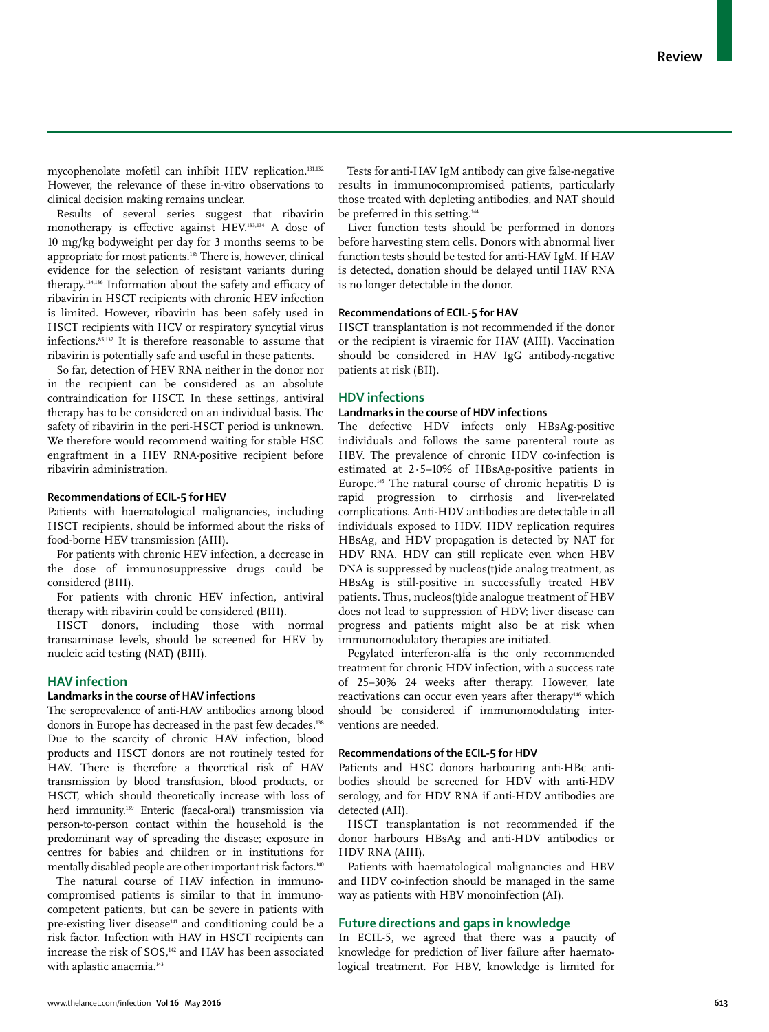mycophenolate mofetil can inhibit HEV replication.[131,132] However, the relevance of these in-vitro observations to clinical decision making remains unclear.

Results of several series suggest that ribavirin monotherapy is effective against HEV.[133,134] A dose of 10 mg/kg bodyweight per day for 3 months seems to be appropriate for most patients.[135] There is, however, clinical evidence for the selection of resistant variants during therapy.[134,136] Information about the safety and efficacy of ribavirin in HSCT recipients with chronic HEV infection is limited. However, ribavirin has been safely used in HSCT recipients with HCV or respiratory syncytial virus infections.[85,137] It is therefore reasonable to assume that ribavirin is potentially safe and useful in these patients.

So far, detection of HEV RNA neither in the donor nor in the recipient can be considered as an absolute contraindication for HSCT. In these settings, antiviral therapy has to be considered on an individual basis. The safety of ribavirin in the peri-HSCT period is unknown. We therefore would recommend waiting for stable HSC engraftment in a HEV RNA-positive recipient before ribavirin administration.

### Recommendations of ECIL-5 for HEV

Patients with haematological malignancies, including HSCT recipients, should be informed about the risks of food-borne HEV transmission (AIII).

For patients with chronic HEV infection, a decrease in the dose of immunosuppressive drugs could be considered (BIII).

For patients with chronic HEV infection, antiviral therapy with ribavirin could be considered (BIII).

HSCT donors, including those with normal transaminase levels, should be screened for HEV by nucleic acid testing (NAT) (BIII).

## HAV infection

### Landmarks in the course of HAV infections

The seroprevalence of anti-HAV antibodies among blood donors in Europe has decreased in the past few decades.[138] Due to the scarcity of chronic HAV infection, blood products and HSCT donors are not routinely tested for HAV. There is therefore a theoretical risk of HAV transmission by blood transfusion, blood products, or HSCT, which should theoretically increase with loss of herd immunity.[139] Enteric (faecal-oral) transmission via person-to-person contact within the household is the predominant way of spreading the disease; exposure in centres for babies and children or in institutions for mentally disabled people are other important risk factors.[140]

The natural course of HAV infection in immunocompromised patients is similar to that in immunocompetent patients, but can be severe in patients with pre-existing liver disease[141] and conditioning could be a risk factor. Infection with HAV in HSCT recipients can increase the risk of SOS,[142] and HAV has been associated with aplastic anaemia.[143]

Tests for anti-HAV IgM antibody can give false-negative results in immunocompromised patients, particularly those treated with depleting antibodies, and NAT should be preferred in this setting.[144]

Liver function tests should be performed in donors before harvesting stem cells. Donors with abnormal liver function tests should be tested for anti-HAV IgM. If HAV is detected, donation should be delayed until HAV RNA is no longer detectable in the donor.

### Recommendations of ECIL-5 for HAV

HSCT transplantation is not recommended if the donor or the recipient is viraemic for HAV (AIII). Vaccination should be considered in HAV IgG antibody-negative patients at risk (BII).

## HDV infections

### Landmarks in the course of HDV infections

The defective HDV infects only HBsAg-positive individuals and follows the same parenteral route as HBV. The prevalence of chronic HDV co-infection is estimated at 2·5–10% of HBsAg-positive patients in Europe.[145] The natural course of chronic hepatitis D is rapid progression to cirrhosis and liver-related complications. Anti-HDV antibodies are detectable in all individuals exposed to HDV. HDV replication requires HBsAg, and HDV propagation is detected by NAT for HDV RNA. HDV can still replicate even when HBV DNA is suppressed by nucleos(t)ide analog treatment, as HBsAg is still-positive in successfully treated HBV patients. Thus, nucleos(t)ide analogue treatment of HBV does not lead to suppression of HDV; liver disease can progress and patients might also be at risk when immunomodulatory therapies are initiated.

Pegylated interferon-alfa is the only recommended treatment for chronic HDV infection, with a success rate of 25–30% 24 weeks after therapy. However, late reactivations can occur even years after therapy[146] which should be considered if immunomodulating interventions are needed.

### Recommendations of the ECIL-5 for HDV

Patients and HSC donors harbouring anti-HBc antibodies should be screened for HDV with anti-HDV serology, and for HDV RNA if anti-HDV antibodies are detected (AII).

HSCT transplantation is not recommended if the donor harbours HBsAg and anti-HDV antibodies or HDV RNA (AIII).

Patients with haematological malignancies and HBV and HDV co-infection should be managed in the same way as patients with HBV monoinfection (AI).

## Future directions and gaps in knowledge

In ECIL-5, we agreed that there was a paucity of knowledge for prediction of liver failure after haematological treatment. For HBV, knowledge is limited for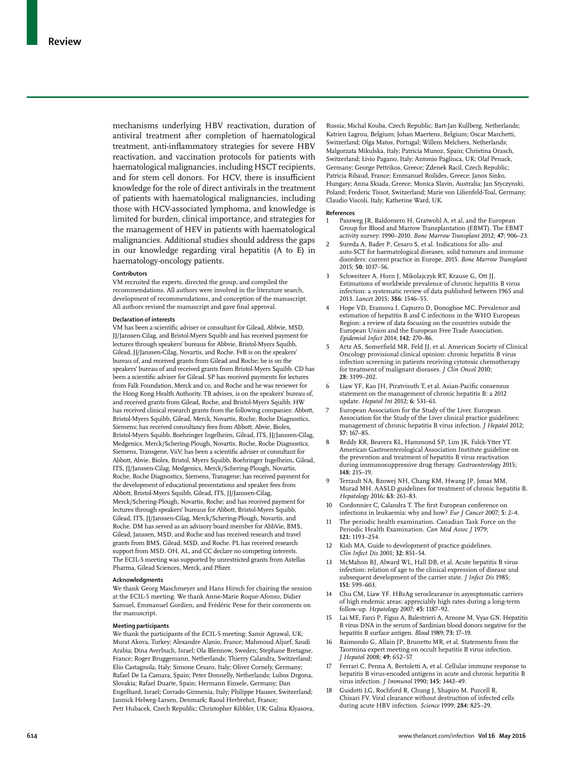mechanisms underlying HBV reactivation, duration of antiviral treatment after completion of haematological treatment, anti-inflammatory strategies for severe HBV reactivation, and vaccination protocols for patients with haematological malignancies, including HSCT recipients, and for stem cell donors. For HCV, there is insufficient knowledge for the role of direct antivirals in the treatment of patients with haematological malignancies, including those with HCV-associated lymphoma, and knowledge is limited for burden, clinical importance, and strategies for the management of HEV in patients with haematological malignancies. Additional studies should address the gaps in our knowledge regarding viral hepatitis (A to E) in haematology-oncology patients.

#### Contributors

VM recruited the experts, directed the group, and compiled the recommendations. All authors were involved in the literature search, development of recommendations, and conception of the manuscript. All authors revised the manuscript and gave final approval.

#### Declaration of interests

VM has been a scientific adviser or consultant for Gilead, Abbvie, MSD, JJ/Janssen-Cilag, and Bristol-Myers Squibb and has received payment for lectures through speakers' bureaus for Abbvie, Bristol-Myers Squibb, Gilead, JJ/Janssen-Cilag, Novartis, and Roche. FvB is on the speakers' bureau of, and received grants from Gilead and Roche; he is on the speakers' bureau of and received grants from Bristol-Myers Squibb. CD has been a scientific adviser for Gilead. SP has received payments for lectures from Falk Foundation, Merck and co, and Roche and he was reviewer for the Hong Kong Health Authority. TB advises, is on the speakers' bureau of, and received grants from Gilead, Roche, and Bristol-Myers Squibb. HW has received clinical research grants from the following companies: Abbott, Bristol-Myers Squibb, Gilead, Merck, Novartis, Roche, Roche Diagnostics, Siemens; has received consultancy fees from Abbott, Abvie, Biolex, Bristol-Myers Squibb, Boehringer Ingelheim, Gilead, ITS, JJ/Janssen-Cilag, Medgenics, Merck/Schering-Plough, Novartis, Roche, Roche Diagnostics, Siemens, Transgene, ViiV; has been a scientific adviser or consultant for Abbott, Abvie, Biolex, Bristol, Myers Squibb, Boehringer Ingelheim, Gilead, ITS, JJ/Janssen-Cilag, Medgenics, Merck/Schering-Plough, Novartis, Roche, Roche Diagnostics, Siemens, Transgene; has received payment for the development of educational presentations and speaker fees from Abbott, Bristol-Myers Squibb, Gilead, ITS, JJ/Janssen-Cilag, Merck/Schering-Plough, Novartis, Roche; and has received payment for lectures through speakers' bureaus for Abbott, Bristol-Myers Squibb, Gilead, ITS, JJ/Janssen-Cilag, Merck/Schering-Plough, Novartis, and Roche. DM has served as an advisory board member for AbbVie, BMS, Gilead, Janssen, MSD, and Roche and has received research and travel grants from BMS, Gilead, MSD, and Roche. PL has received research support from MSD. OH, AL, and CC declare no competing interests. The ECIL-5 meeting was supported by unrestricted grants from Astellas Pharma, Gilead Sciences, Merck, and Pfizer.

#### Acknowledgments

We thank Georg Maschmeyer and Hans Hirsch for chairing the session at the ECIL-5 meeting. We thank Anne-Marie Roque-Afonso, Didier Samuel, Emmanuel Gordien, and Frédéric Pene for their comments on the manuscript.

#### Meeting participants

We thank the participants of the ECIL-5 meeting: Samir Agrawal, UK; Murat Akova, Turkey; Alexandre Alanio, France; Mahmoud Aljurf, Saudi Arabia; Dina Averbuch, Israel; Ola Blennow, Sweden; Stephane Bretagne, France; Roger Bruggemann, Netherlands; Thierry Calandra, Switzerland; Elio Castagnola, Italy; Simone Cesaro, Italy; Oliver Cornely, Germany; Rafael De La Camara, Spain; Peter Donnelly, Netherlands; Lubos Drgona, Slovakia; Rafael Duarte, Spain; Hermann Einsele, Germany; Dan Engelhard, Israel; Corrado Girmenia, Italy; Philippe Hauser, Switzerland; Jannick Helweg-Larsen, Denmark; Raoul Herbrehct, France; Petr Hubacek, Czech Republic; Christopher Kibbler, UK; Galina Klyasova, Russia; Michal Kouba, Czech Republic; Bart-Jan Kullberg, Netherlands; Katrien Lagrou, Belgium; Johan Maertens, Belgium; Oscar Marchetti, Switzerland; Olga Matos, Portugal; Willem Melchers, Netherlands; Malgorzata Mikulska, Italy; Patricia Munoz, Spain; Christina Orasch, Switzerland; Livio Pagano, Italy; Antonio Pagliuca, UK; Olaf Penack, Germany; George Pettrikos, Greece; Zdenek Racil, Czech Republic; Patricia Ribaud, France; Emmanuel Roilides, Greece; Janos Sinko, Hungary; Anna Skiada, Greece; Monica Slavin, Australia; Jan Styczynski, Poland; Frederic Tissot, Switzerland; Marie von Lilienfeld-Toal, Germany; Claudio Viscoli, Italy; Katherine Ward, UK.

#### References

1. Passweg JR, Baldomero H, Gratwohl A, et al, and the European Group for Blood and Marrow Transplantation (EBMT). The EBMT activity survey: 1990–2010. *Bone Marrow Transplant* 2012; **47:** 906–23.
2. Sureda A, Bader P, Cesaro S, et al. Indications for allo- and auto-SCT for haematological diseases, solid tumours and immune disorders: current practice in Europe, 2015. *Bone Marrow Transplant* 2015; **50:** 1037–56.
3. Schweitzer A, Horn J, Mikolajczyk RT, Krause G, Ott JJ. Estimations of worldwide prevalence of chronic hepatitis B virus infection: a systematic review of data published between 1965 and 2013. *Lancet* 2015; **386:** 1546–55.
4. Hope VD, Eramova I, Capurro D, Donoghoe MC. Prevalence and estimation of hepatitis B and C infections in the WHO European Region: a review of data focusing on the countries outside the European Union and the European Free Trade Association. *Epidemiol Infect* 2014; **142:** 270–86.
5. Artz AS, Somerfield MR, Feld JJ, et al. American Society of Clinical Oncology provisional clinical opinion: chronic hepatitis B virus infection screening in patients receiving cytotoxic chemotherapy for treatment of malignant diseases. *J Clin Oncol* 2010; **28:** 3199–202.
6. Liaw YF, Kao JH, Piratvisuth T, et al. Asian-Pacific consensus statement on the management of chronic hepatitis B: a 2012 update. *Hepatol Int* 2012; **6:** 531–61.
7. European Association for the Study of the Liver. European Association for the Study of the Liver clinical practice guidelines: management of chronic hepatitis B virus infection. *J Hepatol* 2012; **57:** 167–85.
8. Reddy KR, Beavers KL, Hammond SP, Lim JK, Falck-Ytter YT. American Gastroenterological Association Institute guideline on the prevention and treatment of hepatitis B virus reactivation during immunosuppressive drug therapy. *Gastroenterology* 2015; **148:** 215–19.
9. Terrault NA, Bzowej NH, Chang KM, Hwang JP, Jonas MM, Murad MH. AASLD guidelines for treatment of chronic hepatitis B. *Hepatology* 2016; **63:** 261–83.
10. Cordonnier C, Calandra T. The first European conference on infections in leukaemia: why and how? *Eur J Cancer* 2007; **5:** 2–4.
11. The periodic health examination. Canadian Task Force on the Periodic Health Examination. *Can Med Assoc J* 1979; **121:** 1193–254.
12. Kish MA. Guide to development of practice guidelines. *Clin Infect Dis* 2001; **32:** 851–54.
13. McMahon BJ, Alward WL, Hall DB, et al. Acute hepatitis B virus infection: relation of age to the clinical expression of disease and subsequent development of the carrier state. *J Infect Dis* 1985; **151:** 599–603.
14. Chu CM, Liaw YF. HBsAg seroclearance in asymptomatic carriers of high endemic areas: appreciably high rates during a long-term follow-up. *Hepatology* 2007; **45:** 1187–92.
15. Lai ME, Farci P, Figus A, Balestrieri A, Arnone M, Vyas GN. Hepatitis B virus DNA in the serum of Sardinian blood donors negative for the hepatitis B surface antigen. *Blood* 1989; **73:** 17–19.
16. Raimondo G, Allain JP, Brunetto MR, et al. Statements from the Taormina expert meeting on occult hepatitis B virus infection. *J Hepatol* 2008; **49:** 652–57.
17. Ferrari C, Penna A, Bertoletti A, et al. Cellular immune response to hepatitis B virus-encoded antigens in acute and chronic hepatitis B virus infection. *J Immunol* 1990; **145:** 3442–49.
18. Guidotti LG, Rochford R, Chung J, Shapiro M, Purcell R, Chisari FV. Viral clearance without destruction of infected cells during acute HBV infection. *Science* 1999; **284:** 825–29.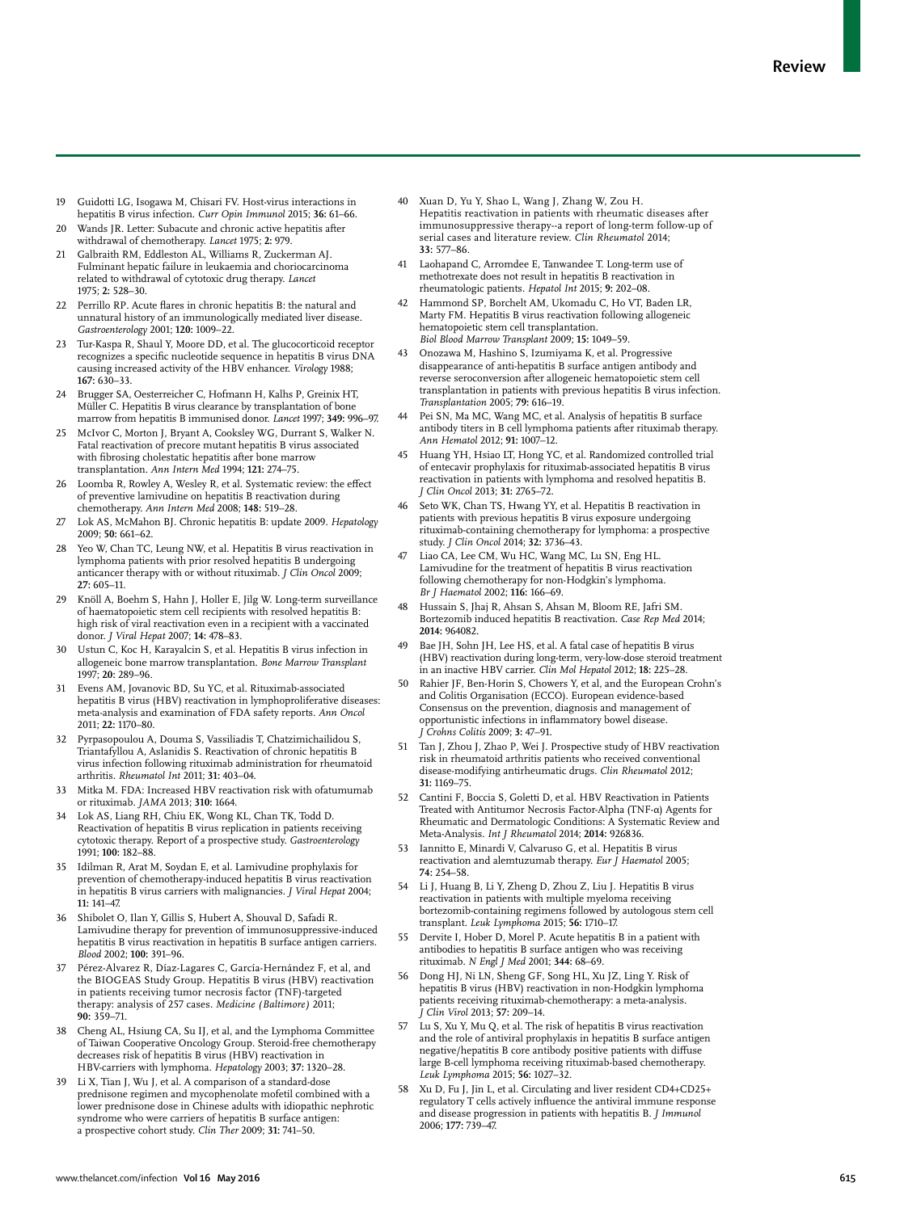19 Guidotti LG, Isogawa M, Chisari FV. Host-virus interactions in hepatitis B virus infection. *Curr Opin Immunol* 2015; **36:** 61–66.

20 Wands JR. Letter: Subacute and chronic active hepatitis after withdrawal of chemotherapy. *Lancet* 1975; **2:** 979.

21 Galbraith RM, Eddleston AL, Williams R, Zuckerman AJ. Fulminant hepatic failure in leukaemia and choriocarcinoma related to withdrawal of cytotoxic drug therapy. *Lancet* 1975; **2:** 528–30.

22 Perrillo RP. Acute flares in chronic hepatitis B: the natural and unnatural history of an immunologically mediated liver disease. *Gastroenterology* 2001; **120:** 1009–22.

23 Tur-Kaspa R, Shaul Y, Moore DD, et al. The glucocorticoid receptor recognizes a specific nucleotide sequence in hepatitis B virus DNA causing increased activity of the HBV enhancer. *Virology* 1988; **167:** 630–33.

24 Brugger SA, Oesterreicher C, Hofmann H, Kalhs P, Greinix HT, Müller C. Hepatitis B virus clearance by transplantation of bone marrow from hepatitis B immunised donor. *Lancet* 1997; **349:** 996–97.

25 McIvor C, Morton J, Bryant A, Cooksley WG, Durrant S, Walker N. Fatal reactivation of precore mutant hepatitis B virus associated with fibrosing cholestatic hepatitis after bone marrow transplantation. *Ann Intern Med* 1994; **121:** 274–75.

26 Loomba R, Rowley A, Wesley R, et al. Systematic review: the effect of preventive lamivudine on hepatitis B reactivation during chemotherapy. *Ann Intern Med* 2008; **148:** 519–28.

27 Lok AS, McMahon BJ. Chronic hepatitis B: update 2009. *Hepatology* 2009; **50:** 661–62.

28 Yeo W, Chan TC, Leung NW, et al. Hepatitis B virus reactivation in lymphoma patients with prior resolved hepatitis B undergoing anticancer therapy with or without rituximab. *J Clin Oncol* 2009; **27:** 605–11.

29 Knöll A, Boehm S, Hahn J, Holler E, Jilg W. Long-term surveillance of haematopoietic stem cell recipients with resolved hepatitis B: high risk of viral reactivation even in a recipient with a vaccinated donor. *J Viral Hepat* 2007; **14:** 478–83.

30 Ustun C, Koc H, Karayalcin S, et al. Hepatitis B virus infection in allogeneic bone marrow transplantation. *Bone Marrow Transplant* 1997; **20:** 289–96.

31 Evens AM, Jovanovic BD, Su YC, et al. Rituximab-associated hepatitis B virus (HBV) reactivation in lymphoproliferative diseases: meta-analysis and examination of FDA safety reports. *Ann Oncol* 2011; **22:** 1170–80.

32 Pyrpasopoulou A, Douma S, Vassiliadis T, Chatzimichailidou S, Triantafyllou A, Aslanidis S. Reactivation of chronic hepatitis B virus infection following rituximab administration for rheumatoid arthritis. *Rheumatol Int* 2011; **31:** 403–04.

33 Mitka M. FDA: Increased HBV reactivation risk with ofatumumab or rituximab. *JAMA* 2013; **310:** 1664.

34 Lok AS, Liang RH, Chiu EK, Wong KL, Chan TK, Todd D. Reactivation of hepatitis B virus replication in patients receiving cytotoxic therapy. Report of a prospective study. *Gastroenterology* 1991; **100:** 182–88.

35 Idilman R, Arat M, Soydan E, et al. Lamivudine prophylaxis for prevention of chemotherapy-induced hepatitis B virus reactivation in hepatitis B virus carriers with malignancies. *J Viral Hepat* 2004; **11:** 141–47.

36 Shibolet O, Ilan Y, Gillis S, Hubert A, Shouval D, Safadi R. Lamivudine therapy for prevention of immunosuppressive-induced hepatitis B virus reactivation in hepatitis B surface antigen carriers. *Blood* 2002; **100:** 391–96.

37 Pérez-Alvarez R, Díaz-Lagares C, García-Hernández F, et al, and the BIOGEAS Study Group. Hepatitis B virus (HBV) reactivation in patients receiving tumor necrosis factor (TNF)-targeted therapy: analysis of 257 cases. *Medicine (Baltimore)* 2011; **90:** 359–71.

38 Cheng AL, Hsiung CA, Su IJ, et al, and the Lymphoma Committee of Taiwan Cooperative Oncology Group. Steroid-free chemotherapy decreases risk of hepatitis B virus (HBV) reactivation in HBV-carriers with lymphoma. *Hepatology* 2003; **37:** 1320–28.

39 Li X, Tian J, Wu J, et al. A comparison of a standard-dose prednisone regimen and mycophenolate mofetil combined with a lower prednisone dose in Chinese adults with idiopathic nephrotic syndrome who were carriers of hepatitis B surface antigen: a prospective cohort study. *Clin Ther* 2009; **31:** 741–50.

40 Xuan D, Yu Y, Shao L, Wang J, Zhang W, Zou H. Hepatitis reactivation in patients with rheumatic diseases after immunosuppressive therapy--a report of long-term follow-up of serial cases and literature review. *Clin Rheumatol* 2014; **33:** 577–86.

41 Laohapand C, Arromdee E, Tanwandee T. Long-term use of methotrexate does not result in hepatitis B reactivation in rheumatologic patients. *Hepatol Int* 2015; **9:** 202–08.

42 Hammond SP, Borchelt AM, Ukomadu C, Ho VT, Baden LR, Marty FM. Hepatitis B virus reactivation following allogeneic hematopoietic stem cell transplantation. *Biol Blood Marrow Transplant* 2009; **15:** 1049–59.

43 Onozawa M, Hashino S, Izumiyama K, et al. Progressive disappearance of anti-hepatitis B surface antigen antibody and reverse seroconversion after allogeneic hematopoietic stem cell transplantation in patients with previous hepatitis B virus infection. *Transplantation* 2005; **79:** 616–19.

44 Pei SN, Ma MC, Wang MC, et al. Analysis of hepatitis B surface antibody titers in B cell lymphoma patients after rituximab therapy. *Ann Hematol* 2012; **91:** 1007–12.

45 Huang YH, Hsiao LT, Hong YC, et al. Randomized controlled trial of entecavir prophylaxis for rituximab-associated hepatitis B virus reactivation in patients with lymphoma and resolved hepatitis B. *J Clin Oncol* 2013; **31:** 2765–72.

46 Seto WK, Chan TS, Hwang YY, et al. Hepatitis B reactivation in patients with previous hepatitis B virus exposure undergoing rituximab-containing chemotherapy for lymphoma: a prospective study. *J Clin Oncol* 2014; **32:** 3736–43.

47 Liao CA, Lee CM, Wu HC, Wang MC, Lu SN, Eng HL. Lamivudine for the treatment of hepatitis B virus reactivation following chemotherapy for non-Hodgkin's lymphoma. *Br J Haematol* 2002; **116:** 166–69.

48 Hussain S, Jhaj R, Ahsan S, Ahsan M, Bloom RE, Jafri SM. Bortezomib induced hepatitis B reactivation. *Case Rep Med* 2014; **2014:** 964082.

49 Bae JH, Sohn JH, Lee HS, et al. A fatal case of hepatitis B virus (HBV) reactivation during long-term, very-low-dose steroid treatment in an inactive HBV carrier. *Clin Mol Hepatol* 2012; **18:** 225–28.

50 Rahier JF, Ben-Horin S, Chowers Y, et al, and the European Crohn's and Colitis Organisation (ECCO). European evidence-based Consensus on the prevention, diagnosis and management of opportunistic infections in inflammatory bowel disease. *J Crohns Colitis* 2009; **3:** 47–91.

51 Tan J, Zhou J, Zhao P, Wei J. Prospective study of HBV reactivation risk in rheumatoid arthritis patients who received conventional disease-modifying antirheumatic drugs. *Clin Rheumatol* 2012; **31:** 1169–75.

52 Cantini F, Boccia S, Goletti D, et al. HBV Reactivation in Patients Treated with Antitumor Necrosis Factor-Alpha (TNF-α) Agents for Rheumatic and Dermatologic Conditions: A Systematic Review and Meta-Analysis. *Int J Rheumatol* 2014; **2014:** 926836.

53 Iannitto E, Minardi V, Calvaruso G, et al. Hepatitis B virus reactivation and alemtuzumab therapy. *Eur J Haematol* 2005; **74:** 254–58.

54 Li J, Huang B, Li Y, Zheng D, Zhou Z, Liu J. Hepatitis B virus reactivation in patients with multiple myeloma receiving bortezomib-containing regimens followed by autologous stem cell transplant. *Leuk Lymphoma* 2015; **56:** 1710–17.

55 Dervite I, Hober D, Morel P. Acute hepatitis B in a patient with antibodies to hepatitis B surface antigen who was receiving rituximab. *N Engl J Med* 2001; **344:** 68–69.

56 Dong HJ, Ni LN, Sheng GF, Song HL, Xu JZ, Ling Y. Risk of hepatitis B virus (HBV) reactivation in non-Hodgkin lymphoma patients receiving rituximab-chemotherapy: a meta-analysis. *J Clin Virol* 2013; **57:** 209–14.

57 Lu S, Xu Y, Mu Q, et al. The risk of hepatitis B virus reactivation and the role of antiviral prophylaxis in hepatitis B surface antigen negative/hepatitis B core antibody positive patients with diffuse large B-cell lymphoma receiving rituximab-based chemotherapy. *Leuk Lymphoma* 2015; **56:** 1027–32.

58 Xu D, Fu J, Jin L, et al. Circulating and liver resident CD4+CD25+ regulatory T cells actively influence the antiviral immune response and disease progression in patients with hepatitis B. *J Immunol* 2006; **177:** 739–47.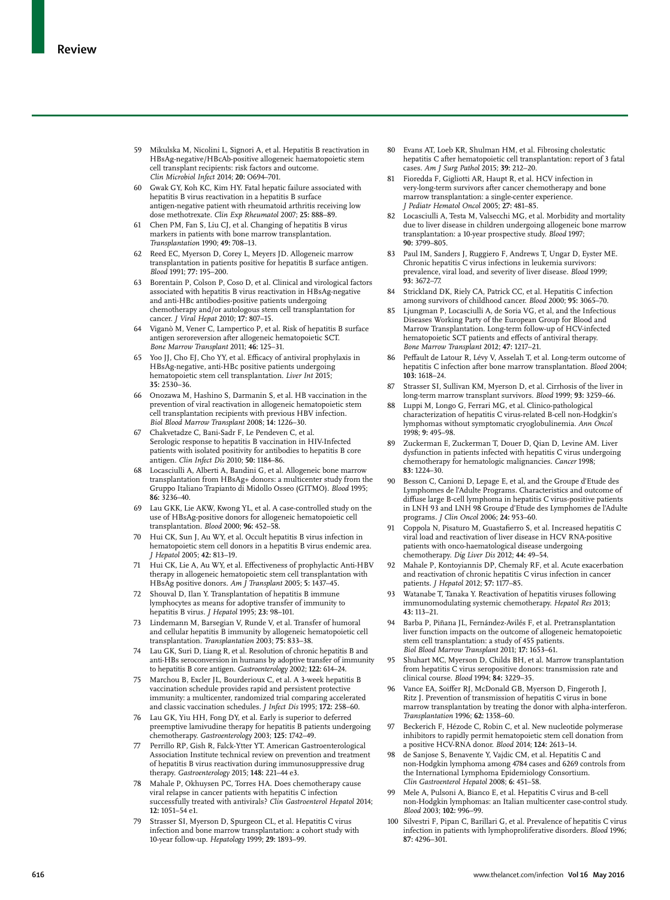59 Mikulska M, Nicolini L, Signori A, et al. Hepatitis B reactivation in HBsAg-negative/HBcAb-positive allogeneic haematopoietic stem cell transplant recipients: risk factors and outcome. *Clin Microbiol Infect* 2014; **20:** O694–701.

60 Gwak GY, Koh KC, Kim HY. Fatal hepatic failure associated with hepatitis B virus reactivation in a hepatitis B surface antigen-negative patient with rheumatoid arthritis receiving low dose methotrexate. *Clin Exp Rheumatol* 2007; **25:** 888–89.

61 Chen PM, Fan S, Liu CJ, et al. Changing of hepatitis B virus markers in patients with bone marrow transplantation. *Transplantation* 1990; **49:** 708–13.

62 Reed EC, Myerson D, Corey L, Meyers JD. Allogeneic marrow transplantation in patients positive for hepatitis B surface antigen. *Blood* 1991; **77:** 195–200.

63 Borentain P, Colson P, Coso D, et al. Clinical and virological factors associated with hepatitis B virus reactivation in HBsAg-negative and anti-HBc antibodies-positive patients undergoing chemotherapy and/or autologous stem cell transplantation for cancer. *J Viral Hepat* 2010; **17:** 807–15.

64 Viganò M, Vener C, Lampertico P, et al. Risk of hepatitis B surface antigen seroreversion after allogeneic hematopoietic SCT. *Bone Marrow Transplant* 2011; **46:** 125–31.

65 Yoo JJ, Cho EJ, Cho YY, et al. Efficacy of antiviral prophylaxis in HBsAg-negative, anti-HBc positive patients undergoing hematopoietic stem cell transplantation. *Liver Int* 2015; **35:** 2530–36.

66 Onozawa M, Hashino S, Darmanin S, et al. HB vaccination in the prevention of viral reactivation in allogeneic hematopoietic stem cell transplantation recipients with previous HBV infection. *Biol Blood Marrow Transplant* 2008; **14:** 1226–30.

67 Chakvetadze C, Bani-Sadr F, Le Pendeven C, et al. Serologic response to hepatitis B vaccination in HIV-Infected patients with isolated positivity for antibodies to hepatitis B core antigen. *Clin Infect Dis* 2010; **50:** 1184–86.

68 Locasciulli A, Alberti A, Bandini G, et al. Allogeneic bone marrow transplantation from HBsAg+ donors: a multicenter study from the Gruppo Italiano Trapianto di Midollo Osseo (GITMO). *Blood* 1995; **86:** 3236–40.

69 Lau GKK, Lie AKW, Kwong YL, et al. A case-controlled study on the use of HBsAg-positive donors for allogeneic hematopoietic cell transplantation. *Blood* 2000; **96:** 452–58.

70 Hui CK, Sun J, Au WY, et al. Occult hepatitis B virus infection in hematopoietic stem cell donors in a hepatitis B virus endemic area. *J Hepatol* 2005; **42:** 813–19.

71 Hui CK, Lie A, Au WY, et al. Effectiveness of prophylactic Anti-HBV therapy in allogeneic hematopoietic stem cell transplantation with HBsAg positive donors. *Am J Transplant* 2005; **5:** 1437–45.

72 Shouval D, Ilan Y. Transplantation of hepatitis B immune lymphocytes as means for adoptive transfer of immunity to hepatitis B virus. *J Hepatol* 1995; **23:** 98–101.

73 Lindemann M, Barsegian V, Runde V, et al. Transfer of humoral and cellular hepatitis B immunity by allogeneic hematopoietic cell transplantation. *Transplantation* 2003; **75:** 833–38.

74 Lau GK, Suri D, Liang R, et al. Resolution of chronic hepatitis B and anti-HBs seroconversion in humans by adoptive transfer of immunity to hepatitis B core antigen. *Gastroenterology* 2002; **122:** 614–24.

75 Marchou B, Excler JL, Bourderioux C, et al. A 3-week hepatitis B vaccination schedule provides rapid and persistent protective immunity: a multicenter, randomized trial comparing accelerated and classic vaccination schedules. *J Infect Dis* 1995; **172:** 258–60.

76 Lau GK, Yiu HH, Fong DY, et al. Early is superior to deferred preemptive lamivudine therapy for hepatitis B patients undergoing chemotherapy. *Gastroenterology* 2003; **125:** 1742–49.

77 Perrillo RP, Gish R, Falck-Ytter YT. American Gastroenterological Association Institute technical review on prevention and treatment of hepatitis B virus reactivation during immunosuppressive drug therapy. *Gastroenterology* 2015; **148:** 221–44 e3.

78 Mahale P, Okhuysen PC, Torres HA. Does chemotherapy cause viral relapse in cancer patients with hepatitis C infection successfully treated with antivirals? *Clin Gastroenterol Hepatol* 2014; **12:** 1051–54 e1.

79 Strasser SI, Myerson D, Spurgeon CL, et al. Hepatitis C virus infection and bone marrow transplantation: a cohort study with 10-year follow-up. *Hepatology* 1999; **29:** 1893–99.

80 Evans AT, Loeb KR, Shulman HM, et al. Fibrosing cholestatic hepatitis C after hematopoietic cell transplantation: report of 3 fatal cases. *Am J Surg Pathol* 2015; **39:** 212–20.

81 Fioredda F, Gigliotti AR, Haupt R, et al. HCV infection in very-long-term survivors after cancer chemotherapy and bone marrow transplantation: a single-center experience. *J Pediatr Hematol Oncol* 2005; **27:** 481–85.

82 Locasciulli A, Testa M, Valsecchi MG, et al. Morbidity and mortality due to liver disease in children undergoing allogeneic bone marrow transplantation: a 10-year prospective study. *Blood* 1997; **90:** 3799–805.

83 Paul IM, Sanders J, Ruggiero F, Andrews T, Ungar D, Eyster ME. Chronic hepatitis C virus infections in leukemia survivors: prevalence, viral load, and severity of liver disease. *Blood* 1999; **93:** 3672–77.

84 Strickland DK, Riely CA, Patrick CC, et al. Hepatitis C infection among survivors of childhood cancer. *Blood* 2000; **95:** 3065–70.

85 Ljungman P, Locasciulli A, de Soria VG, et al, and the Infectious Diseases Working Party of the European Group for Blood and Marrow Transplantation. Long-term follow-up of HCV-infected hematopoietic SCT patients and effects of antiviral therapy. *Bone Marrow Transplant* 2012; **47:** 1217–21.

86 Peffault de Latour R, Lévy V, Asselah T, et al. Long-term outcome of hepatitis C infection after bone marrow transplantation. *Blood* 2004; **103:** 1618–24.

87 Strasser SI, Sullivan KM, Myerson D, et al. Cirrhosis of the liver in long-term marrow transplant survivors. *Blood* 1999; **93:** 3259–66.

88 Luppi M, Longo G, Ferrari MG, et al. Clinico-pathological characterization of hepatitis C virus-related B-cell non-Hodgkin's lymphomas without symptomatic cryoglobulinemia. *Ann Oncol* 1998; **9:** 495–98.

89 Zuckerman E, Zuckerman T, Douer D, Qian D, Levine AM. Liver dysfunction in patients infected with hepatitis C virus undergoing chemotherapy for hematologic malignancies. *Cancer* 1998; **83:** 1224–30.

90 Besson C, Canioni D, Lepage E, et al, and the Groupe d'Etude des Lymphomes de l'Adulte Programs. Characteristics and outcome of diffuse large B-cell lymphoma in hepatitis C virus-positive patients in LNH 93 and LNH 98 Groupe d'Etude des Lymphomes de l'Adulte programs. *J Clin Oncol* 2006; **24:** 953–60.

91 Coppola N, Pisaturo M, Guastafierro S, et al. Increased hepatitis C viral load and reactivation of liver disease in HCV RNA-positive patients with onco-haematological disease undergoing chemotherapy. *Dig Liver Dis* 2012; **44:** 49–54.

92 Mahale P, Kontoyiannis DP, Chemaly RF, et al. Acute exacerbation and reactivation of chronic hepatitis C virus infection in cancer patients. *J Hepatol* 2012; **57:** 1177–85.

93 Watanabe T, Tanaka Y. Reactivation of hepatitis viruses following immunomodulating systemic chemotherapy. *Hepatol Res* 2013; **43:** 113–21.

94 Barba P, Piñana JL, Fernández-Avilés F, et al. Pretransplantation liver function impacts on the outcome of allogeneic hematopoietic stem cell transplantation: a study of 455 patients. *Biol Blood Marrow Transplant* 2011; **17:** 1653–61.

95 Shuhart MC, Myerson D, Childs BH, et al. Marrow transplantation from hepatitis C virus seropositive donors: transmission rate and clinical course. *Blood* 1994; **84:** 3229–35.

96 Vance EA, Soiffer RJ, McDonald GB, Myerson D, Fingeroth J, Ritz J. Prevention of transmission of hepatitis C virus in bone marrow transplantation by treating the donor with alpha-interferon. *Transplantation* 1996; **62:** 1358–60.

97 Beckerich F, Hézode C, Robin C, et al. New nucleotide polymerase inhibitors to rapidly permit hematopoietic stem cell donation from a positive HCV-RNA donor. *Blood* 2014; **124:** 2613–14.

98 de Sanjose S, Benavente Y, Vajdic CM, et al. Hepatitis C and non-Hodgkin lymphoma among 4784 cases and 6269 controls from the International Lymphoma Epidemiology Consortium. *Clin Gastroenterol Hepatol* 2008; **6:** 451–58.

99 Mele A, Pulsoni A, Bianco E, et al. Hepatitis C virus and B-cell non-Hodgkin lymphomas: an Italian multicenter case-control study. *Blood* 2003; **102:** 996–99.

100 Silvestri F, Pipan C, Barillari G, et al. Prevalence of hepatitis C virus infection in patients with lymphoproliferative disorders. *Blood* 1996; **87:** 4296–301.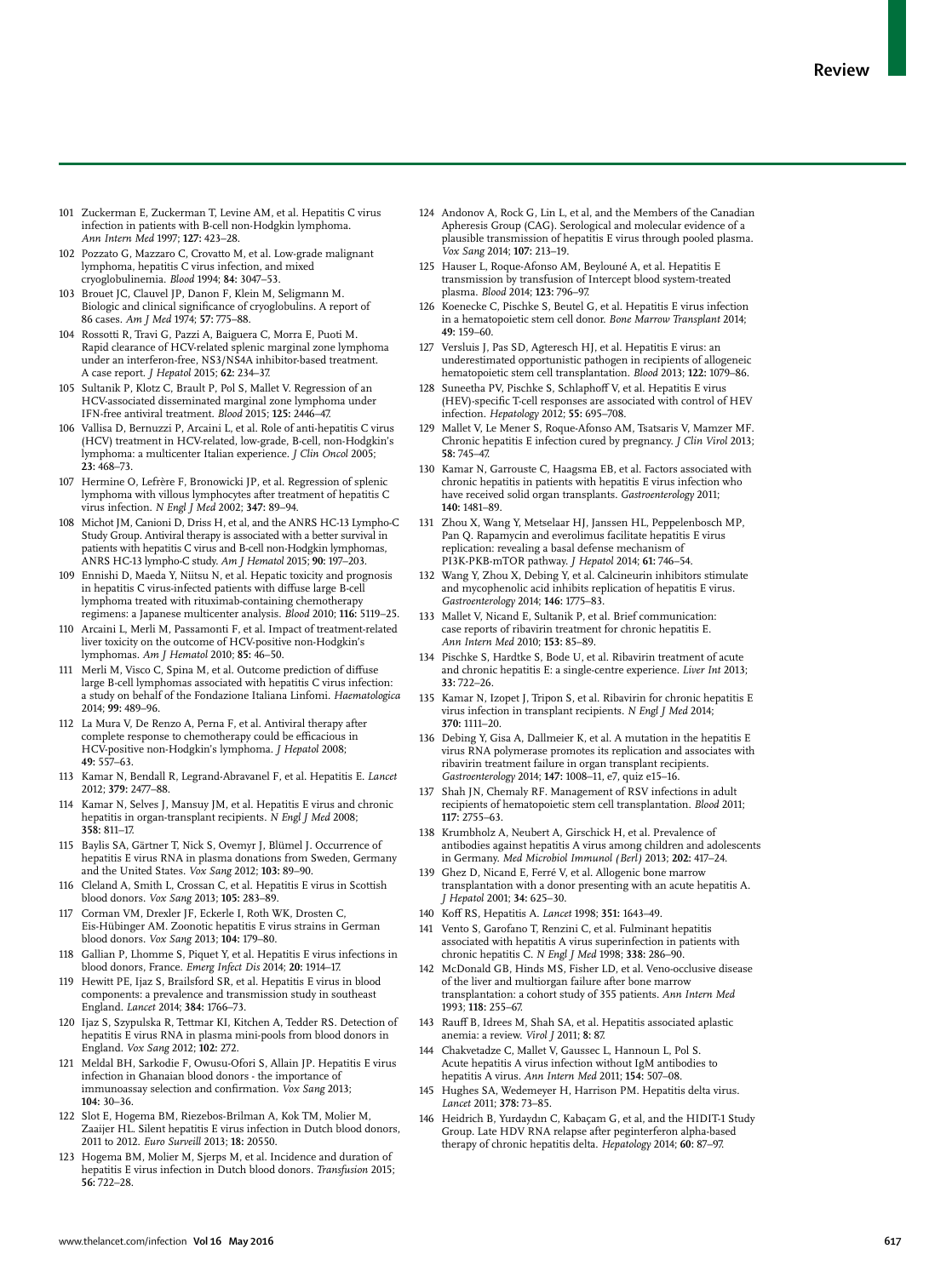101 Zuckerman E, Zuckerman T, Levine AM, et al. Hepatitis C virus infection in patients with B-cell non-Hodgkin lymphoma. *Ann Intern Med* 1997; **127:** 423–28.

102 Pozzato G, Mazzaro C, Crovatto M, et al. Low-grade malignant lymphoma, hepatitis C virus infection, and mixed cryoglobulinemia. *Blood* 1994; **84:** 3047–53.

103 Brouet JC, Clauvel JP, Danon F, Klein M, Seligmann M. Biologic and clinical significance of cryoglobulins. A report of 86 cases. *Am J Med* 1974; **57:** 775–88.

104 Rossotti R, Travi G, Pazzi A, Baiguera C, Morra E, Puoti M. Rapid clearance of HCV-related splenic marginal zone lymphoma under an interferon-free, NS3/NS4A inhibitor-based treatment. A case report. *J Hepatol* 2015; **62:** 234–37.

105 Sultanik P, Klotz C, Brault P, Pol S, Mallet V. Regression of an HCV-associated disseminated marginal zone lymphoma under IFN-free antiviral treatment. *Blood* 2015; **125:** 2446–47.

106 Vallisa D, Bernuzzi P, Arcaini L, et al. Role of anti-hepatitis C virus (HCV) treatment in HCV-related, low-grade, B-cell, non-Hodgkin's lymphoma: a multicenter Italian experience. *J Clin Oncol* 2005; **23:** 468–73.

107 Hermine O, Lefrère F, Bronowicki JP, et al. Regression of splenic lymphoma with villous lymphocytes after treatment of hepatitis C virus infection. *N Engl J Med* 2002; **347:** 89–94.

108 Michot JM, Canioni D, Driss H, et al, and the ANRS HC-13 Lympho-C Study Group. Antiviral therapy is associated with a better survival in patients with hepatitis C virus and B-cell non-Hodgkin lymphomas, ANRS HC-13 lympho-C study. *Am J Hematol* 2015; **90:** 197–203.

109 Ennishi D, Maeda Y, Niitsu N, et al. Hepatic toxicity and prognosis in hepatitis C virus-infected patients with diffuse large B-cell lymphoma treated with rituximab-containing chemotherapy regimens: a Japanese multicenter analysis. *Blood* 2010; **116:** 5119–25.

110 Arcaini L, Merli M, Passamonti F, et al. Impact of treatment-related liver toxicity on the outcome of HCV-positive non-Hodgkin's lymphomas. *Am J Hematol* 2010; **85:** 46–50.

111 Merli M, Visco C, Spina M, et al. Outcome prediction of diffuse large B-cell lymphomas associated with hepatitis C virus infection: a study on behalf of the Fondazione Italiana Linfomi. *Haematologica* 2014; **99:** 489–96.

112 La Mura V, De Renzo A, Perna F, et al. Antiviral therapy after complete response to chemotherapy could be efficacious in HCV-positive non-Hodgkin's lymphoma. *J Hepatol* 2008; **49:** 557–63.

113 Kamar N, Bendall R, Legrand-Abravanel F, et al. Hepatitis E. *Lancet* 2012; **379:** 2477–88.

114 Kamar N, Selves J, Mansuy JM, et al. Hepatitis E virus and chronic hepatitis in organ-transplant recipients. *N Engl J Med* 2008; **358:** 811–17.

115 Baylis SA, Gärtner T, Nick S, Ovemyr J, Blümel J. Occurrence of hepatitis E virus RNA in plasma donations from Sweden, Germany and the United States. *Vox Sang* 2012; **103:** 89–90.

116 Cleland A, Smith L, Crossan C, et al. Hepatitis E virus in Scottish blood donors. *Vox Sang* 2013; **105:** 283–89.

117 Corman VM, Drexler JF, Eckerle I, Roth WK, Drosten C, Eis-Hübinger AM. Zoonotic hepatitis E virus strains in German blood donors. *Vox Sang* 2013; **104:** 179–80.

118 Gallian P, Lhomme S, Piquet Y, et al. Hepatitis E virus infections in blood donors, France. *Emerg Infect Dis* 2014; **20:** 1914–17.

119 Hewitt PE, Ijaz S, Brailsford SR, et al. Hepatitis E virus in blood components: a prevalence and transmission study in southeast England. *Lancet* 2014; **384:** 1766–73.

120 Ijaz S, Szypulska R, Tettmar KI, Kitchen A, Tedder RS. Detection of hepatitis E virus RNA in plasma mini-pools from blood donors in England. *Vox Sang* 2012; **102:** 272.

121 Meldal BH, Sarkodie F, Owusu-Ofori S, Allain JP. Hepatitis E virus infection in Ghanaian blood donors - the importance of immunoassay selection and confirmation. *Vox Sang* 2013; **104:** 30–36.

122 Slot E, Hogema BM, Riezebos-Brilman A, Kok TM, Molier M, Zaaijer HL. Silent hepatitis E virus infection in Dutch blood donors, 2011 to 2012. *Euro Surveill* 2013; **18:** 20550.

123 Hogema BM, Molier M, Sjerps M, et al. Incidence and duration of hepatitis E virus infection in Dutch blood donors. *Transfusion* 2015; **56:** 722–28.

124 Andonov A, Rock G, Lin L, et al, and the Members of the Canadian Apheresis Group (CAG). Serological and molecular evidence of a plausible transmission of hepatitis E virus through pooled plasma. *Vox Sang* 2014; **107:** 213–19.

125 Hauser L, Roque-Afonso AM, Beylouné A, et al. Hepatitis E transmission by transfusion of Intercept blood system-treated plasma. *Blood* 2014; **123:** 796–97.

126 Koenecke C, Pischke S, Beutel G, et al. Hepatitis E virus infection in a hematopoietic stem cell donor. *Bone Marrow Transplant* 2014; **49:** 159–60.

127 Versluis J, Pas SD, Agteresch HJ, et al. Hepatitis E virus: an underestimated opportunistic pathogen in recipients of allogeneic hematopoietic stem cell transplantation. *Blood* 2013; **122:** 1079–86.

128 Suneetha PV, Pischke S, Schlaphoff V, et al. Hepatitis E virus (HEV)-specific T-cell responses are associated with control of HEV infection. *Hepatology* 2012; **55:** 695–708.

129 Mallet V, Le Mener S, Roque-Afonso AM, Tsatsaris V, Mamzer MF. Chronic hepatitis E infection cured by pregnancy. *J Clin Virol* 2013; **58:** 745–47.

130 Kamar N, Garrouste C, Haagsma EB, et al. Factors associated with chronic hepatitis in patients with hepatitis E virus infection who have received solid organ transplants. *Gastroenterology* 2011; **140:** 1481–89.

131 Zhou X, Wang Y, Metselaar HJ, Janssen HL, Peppelenbosch MP, Pan Q. Rapamycin and everolimus facilitate hepatitis E virus replication: revealing a basal defense mechanism of PI3K-PKB-mTOR pathway. *J Hepatol* 2014; **61:** 746–54.

132 Wang Y, Zhou X, Debing Y, et al. Calcineurin inhibitors stimulate and mycophenolic acid inhibits replication of hepatitis E virus. *Gastroenterology* 2014; **146:** 1775–83.

133 Mallet V, Nicand E, Sultanik P, et al. Brief communication: case reports of ribavirin treatment for chronic hepatitis E. *Ann Intern Med* 2010; **153:** 85–89.

134 Pischke S, Hardtke S, Bode U, et al. Ribavirin treatment of acute and chronic hepatitis E: a single-centre experience. *Liver Int* 2013; **33:** 722–26.

135 Kamar N, Izopet J, Tripon S, et al. Ribavirin for chronic hepatitis E virus infection in transplant recipients. *N Engl J Med* 2014; **370:** 1111–20.

136 Debing Y, Gisa A, Dallmeier K, et al. A mutation in the hepatitis E virus RNA polymerase promotes its replication and associates with ribavirin treatment failure in organ transplant recipients. *Gastroenterology* 2014; **147:** 1008–11, e7, quiz e15–16.

137 Shah JN, Chemaly RF. Management of RSV infections in adult recipients of hematopoietic stem cell transplantation. *Blood* 2011; **117:** 2755–63.

138 Krumbholz A, Neubert A, Girschick H, et al. Prevalence of antibodies against hepatitis A virus among children and adolescents in Germany. *Med Microbiol Immunol (Berl)* 2013; **202:** 417–24.

139 Ghez D, Nicand E, Ferré V, et al. Allogenic bone marrow transplantation with a donor presenting with an acute hepatitis A. *J Hepatol* 2001; **34:** 625–30.

140 Koff RS, Hepatitis A. *Lancet* 1998; **351:** 1643–49.

141 Vento S, Garofano T, Renzini C, et al. Fulminant hepatitis associated with hepatitis A virus superinfection in patients with chronic hepatitis C. *N Engl J Med* 1998; **338:** 286–90.

142 McDonald GB, Hinds MS, Fisher LD, et al. Veno-occlusive disease of the liver and multiorgan failure after bone marrow transplantation: a cohort study of 355 patients. *Ann Intern Med* 1993; **118:** 255–67.

143 Rauff B, Idrees M, Shah SA, et al. Hepatitis associated aplastic anemia: a review. *Virol J* 2011; **8:** 87.

144 Chakvetadze C, Mallet V, Gaussec L, Hannoun L, Pol S. Acute hepatitis A virus infection without IgM antibodies to hepatitis A virus. *Ann Intern Med* 2011; **154:** 507–08.

145 Hughes SA, Wedemeyer H, Harrison PM. Hepatitis delta virus. *Lancet* 2011; **378:** 73–85.

146 Heidrich B, Yurdaydın C, Kabaçam G, et al, and the HIDIT-1 Study Group. Late HDV RNA relapse after peginterferon alpha-based therapy of chronic hepatitis delta. *Hepatology* 2014; **60:** 87–97.